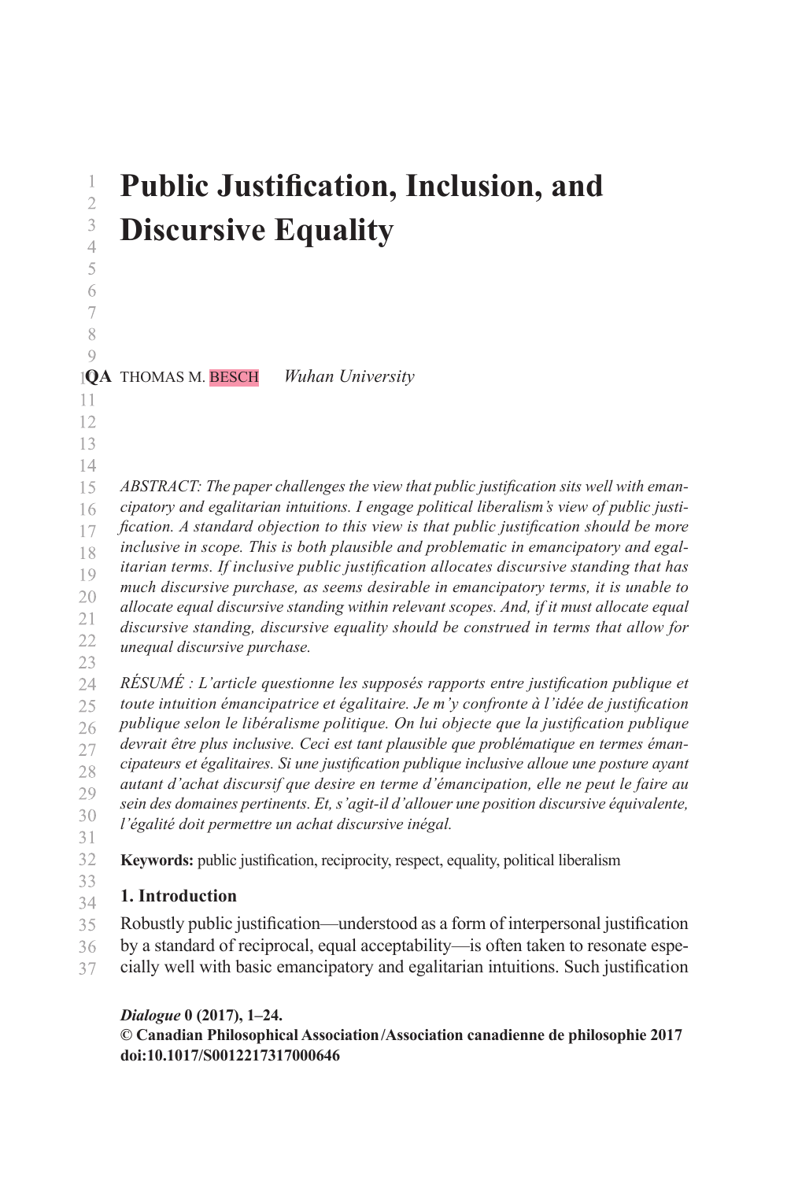# Public Justification, Inclusion, and Discursive Equality

THOMAS M. BESCH *Wuhan University*

*ABSTRACT: The paper challenges the view that public justification sits well with emancipatory and egalitarian intuitions. I engage political liberalism's view of public justification. A standard objection to this view is that public justification should be more inclusive in scope. This is both plausible and problematic in emancipatory and egalitarian terms. If inclusive public justification allocates discursive standing that has much discursive purchase, as seems desirable in emancipatory terms, it is unable to allocate equal discursive standing within relevant scopes. And, if it must allocate equal discursive standing, discursive equality should be construed in terms that allow for unequal discursive purchase.*

*RÉSUMÉ : L'article questionne les supposés rapports entre justification publique et toute intuition émancipatrice et égalitaire. Je m'y confronte à l'idée de justification publique selon le libéralisme politique. On lui objecte que la justification publique devrait être plus inclusive. Ceci est tant plausible que problématique en termes émancipateurs et égalitaires. Si une justification publique inclusive alloue une posture ayant autant d'achat discursif que desire en terme d'émancipation, elle ne peut le faire au sein des domaines pertinents. Et, s'agit-il d'allouer une position discursive équivalente, l'égalité doit permettre un achat discursif inégal.*

**Keywords:** public justification, reciprocity, respect, equality, political liberalism

## 1. Introduction

Robustly public justification—understood as a form of interpersonal justification by a standard of reciprocal, equal acceptability—is often taken to resonate especially well with basic emancipatory and egalitarian intuitions. Such justification

***Dialogue* 0 (2017), 1–24.**
**© Canadian Philosophical Association/Association canadienne de philosophie 2017**
**doi:10.1017/S0012217317000646**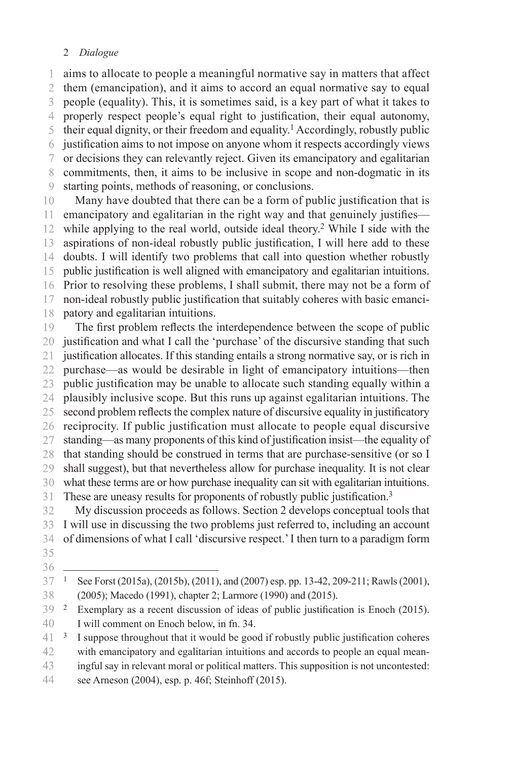aims to allocate to people a meaningful normative say in matters that affect them (emancipation), and it aims to accord an equal normative say to equal people (equality). This, it is sometimes said, is a key part of what it takes to properly respect people's equal right to justification, their equal autonomy, their equal dignity, or their freedom and equality.[1] Accordingly, robustly public justification aims to not impose on anyone whom it respects accordingly views or decisions they can relevantly reject. Given its emancipatory and egalitarian commitments, then, it aims to be inclusive in scope and non-dogmatic in its starting points, methods of reasoning, or conclusions.

Many have doubted that there can be a form of public justification that is emancipatory and egalitarian in the right way and that genuinely justifies—while applying to the real world, outside ideal theory.[2] While I side with the aspirations of non-ideal robustly public justification, I will here add to these doubts. I will identify two problems that call into question whether robustly public justification is well aligned with emancipatory and egalitarian intuitions. Prior to resolving these problems, I shall submit, there may not be a form of non-ideal robustly public justification that suitably coheres with basic emancipatory and egalitarian intuitions.

The first problem reflects the interdependence between the scope of public justification and what I call the 'purchase' of the discursive standing that such justification allocates. If this standing entails a strong normative say, or is rich in purchase—as would be desirable in light of emancipatory intuitions—then public justification may be unable to allocate such standing equally within a plausibly inclusive scope. But this runs up against egalitarian intuitions. The second problem reflects the complex nature of discursive equality in justificatory reciprocity. If public justification must allocate to people equal discursive standing—as many proponents of this kind of justification insist—the equality of that standing should be construed in terms that are purchase-sensitive (or so I shall suggest), but that nevertheless allow for purchase inequality. It is not clear what these terms are or how purchase inequality can sit with egalitarian intuitions. These are uneasy results for proponents of robustly public justification.[3]

My discussion proceeds as follows. Section 2 develops conceptual tools that I will use in discussing the two problems just referred to, including an account of dimensions of what I call 'discursive respect.' I then turn to a paradigm form

---

[1] See Forst (2015a), (2015b), (2011), and (2007) esp. pp. 13-42, 209-211; Rawls (2001), (2005); Macedo (1991), chapter 2; Larmore (1990) and (2015).

[2] Exemplary as a recent discussion of ideas of public justification is Enoch (2015). I will comment on Enoch below, in fn. 34.

[3] I suppose throughout that it would be good if robustly public justification coheres with emancipatory and egalitarian intuitions and accords to people an equal meaningful say in relevant moral or political matters. This supposition is not uncontested: see Arneson (2004), esp. p. 46f; Steinhoff (2015).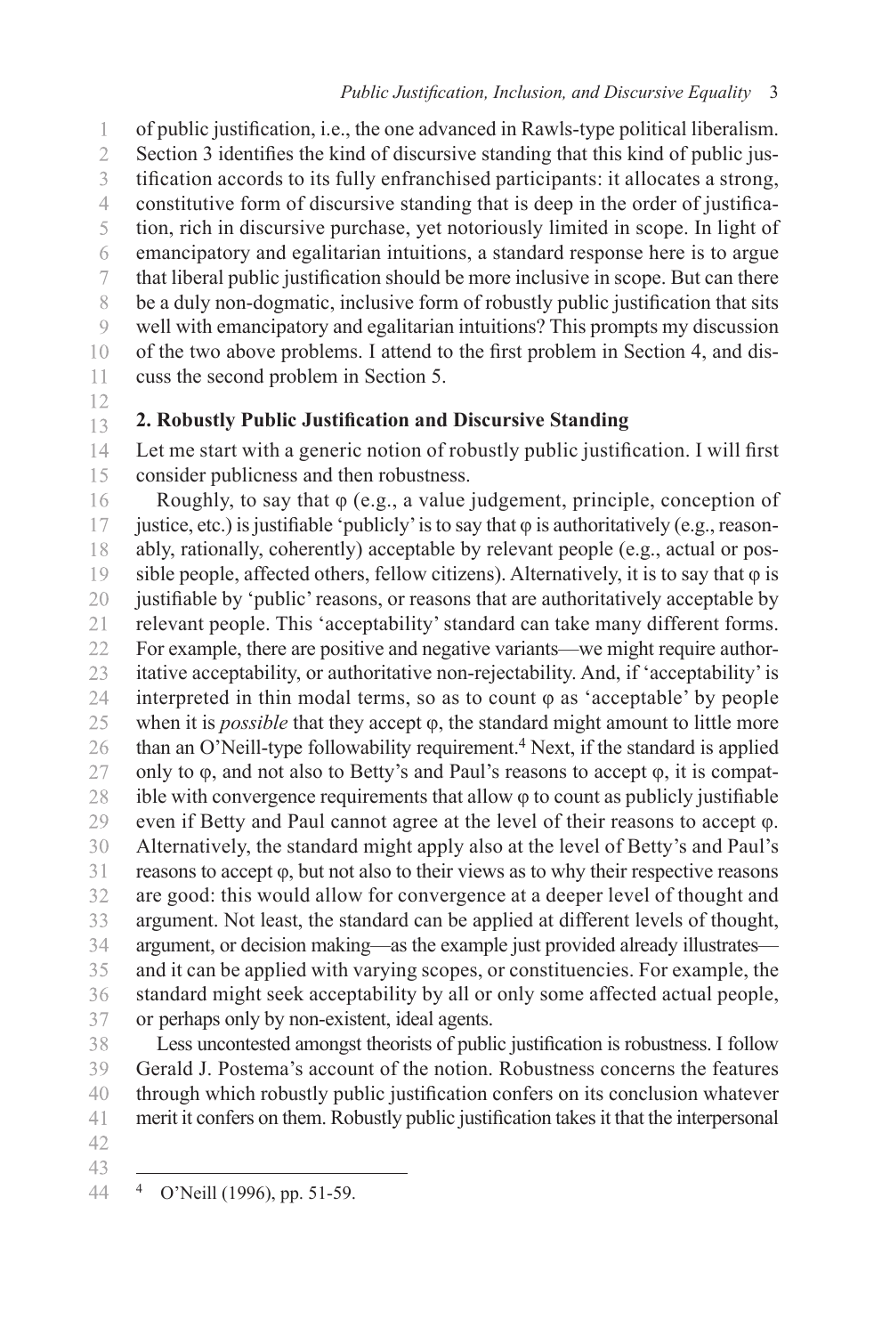of public justification, i.e., the one advanced in Rawls-type political liberalism. Section 3 identifies the kind of discursive standing that this kind of public justification accords to its fully enfranchised participants: it allocates a strong, constitutive form of discursive standing that is deep in the order of justification, rich in discursive purchase, yet notoriously limited in scope. In light of emancipatory and egalitarian intuitions, a standard response here is to argue that liberal public justification should be more inclusive in scope. But can there be a duly non-dogmatic, inclusive form of robustly public justification that sits well with emancipatory and egalitarian intuitions? This prompts my discussion of the two above problems. I attend to the first problem in Section 4, and discuss the second problem in Section 5.

## 2. Robustly Public Justification and Discursive Standing

Let me start with a generic notion of robustly public justification. I will first consider publicness and then robustness.

Roughly, to say that φ (e.g., a value judgement, principle, conception of justice, etc.) is justifiable 'publicly' is to say that φ is authoritatively (e.g., reasonably, rationally, coherently) acceptable by relevant people (e.g., actual or possible people, affected others, fellow citizens). Alternatively, it is to say that φ is justifiable by 'public' reasons, or reasons that are authoritatively acceptable by relevant people. This 'acceptability' standard can take many different forms. For example, there are positive and negative variants—we might require authoritative acceptability, or authoritative non-rejectability. And, if 'acceptability' is interpreted in thin modal terms, so as to count φ as 'acceptable' by people when it is *possible* that they accept φ, the standard might amount to little more than an O'Neill-type followability requirement.[4] Next, if the standard is applied only to φ, and not also to Betty's and Paul's reasons to accept φ, it is compatible with convergence requirements that allow φ to count as publicly justifiable even if Betty and Paul cannot agree at the level of their reasons to accept φ. Alternatively, the standard might apply also at the level of Betty's and Paul's reasons to accept φ, but not also to their views as to why their respective reasons are good: this would allow for convergence at a deeper level of thought and argument. Not least, the standard can be applied at different levels of thought, argument, or decision making—as the example just provided already illustrates—and it can be applied with varying scopes, or constituencies. For example, the standard might seek acceptability by all or only some affected actual people, or perhaps only by non-existent, ideal agents.

Less uncontested amongst theorists of public justification is robustness. I follow Gerald J. Postema's account of the notion. Robustness concerns the features through which robustly public justification confers on its conclusion whatever merit it confers on them. Robustly public justification takes it that the interpersonal

[4] O'Neill (1996), pp. 51-59.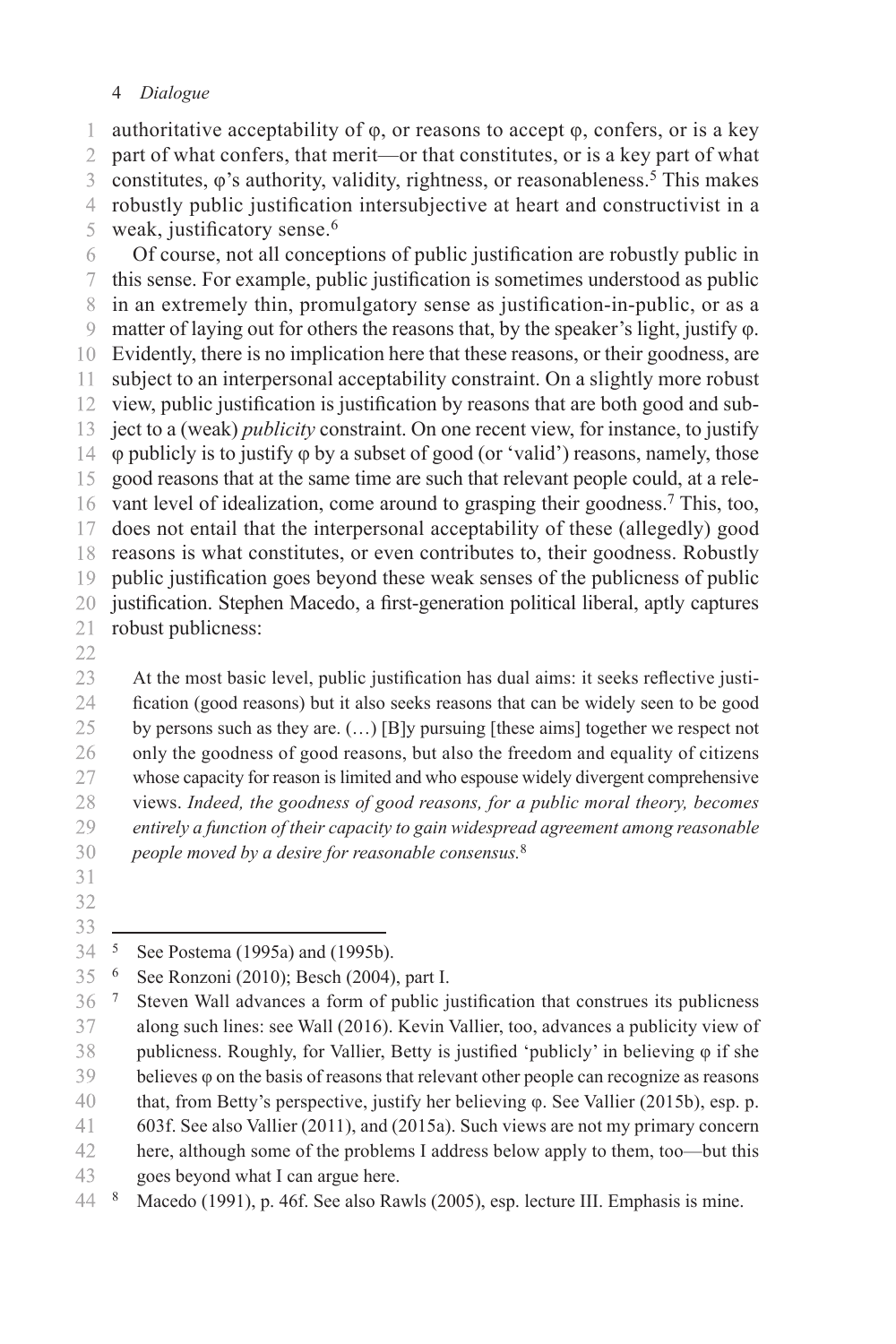authoritative acceptability of φ, or reasons to accept φ, confers, or is a key part of what confers, that merit—or that constitutes, or is a key part of what constitutes, φ's authority, validity, rightness, or reasonableness.[5] This makes robustly public justification intersubjective at heart and constructivist in a weak, justificatory sense.[6]

Of course, not all conceptions of public justification are robustly public in this sense. For example, public justification is sometimes understood as public in an extremely thin, promulgatory sense as justification-in-public, or as a matter of laying out for others the reasons that, by the speaker's light, justify φ. Evidently, there is no implication here that these reasons, or their goodness, are subject to an interpersonal acceptability constraint. On a slightly more robust view, public justification is justification by reasons that are both good and subject to a (weak) *publicity* constraint. On one recent view, for instance, to justify φ publicly is to justify φ by a subset of good (or 'valid') reasons, namely, those good reasons that at the same time are such that relevant people could, at a relevant level of idealization, come around to grasping their goodness.[7] This, too, does not entail that the interpersonal acceptability of these (allegedly) good reasons is what constitutes, or even contributes to, their goodness. Robustly public justification goes beyond these weak senses of the publicness of public justification. Stephen Macedo, a first-generation political liberal, aptly captures robust publicness:

> At the most basic level, public justification has dual aims: it seeks reflective justification (good reasons) but it also seeks reasons that can be widely seen to be good by persons such as they are. (…) [B]y pursuing [these aims] together we respect not only the goodness of good reasons, but also the freedom and equality of citizens whose capacity for reason is limited and who espouse widely divergent comprehensive views. *Indeed, the goodness of good reasons, for a public moral theory, becomes entirely a function of their capacity to gain widespread agreement among reasonable people moved by a desire for reasonable consensus.*[8]

---

[5] See Postema (1995a) and (1995b).

[6] See Ronzoni (2010); Besch (2004), part I.

[7] Steven Wall advances a form of public justification that construes its publicness along such lines: see Wall (2016). Kevin Vallier, too, advances a publicity view of publicness. Roughly, for Vallier, Betty is justified 'publicly' in believing φ if she believes φ on the basis of reasons that relevant other people can recognize as reasons that, from Betty's perspective, justify her believing φ. See Vallier (2015b), esp. p. 603f. See also Vallier (2011), and (2015a). Such views are not my primary concern here, although some of the problems I address below apply to them, too—but this goes beyond what I can argue here.

[8] Macedo (1991), p. 46f. See also Rawls (2005), esp. lecture III. Emphasis is mine.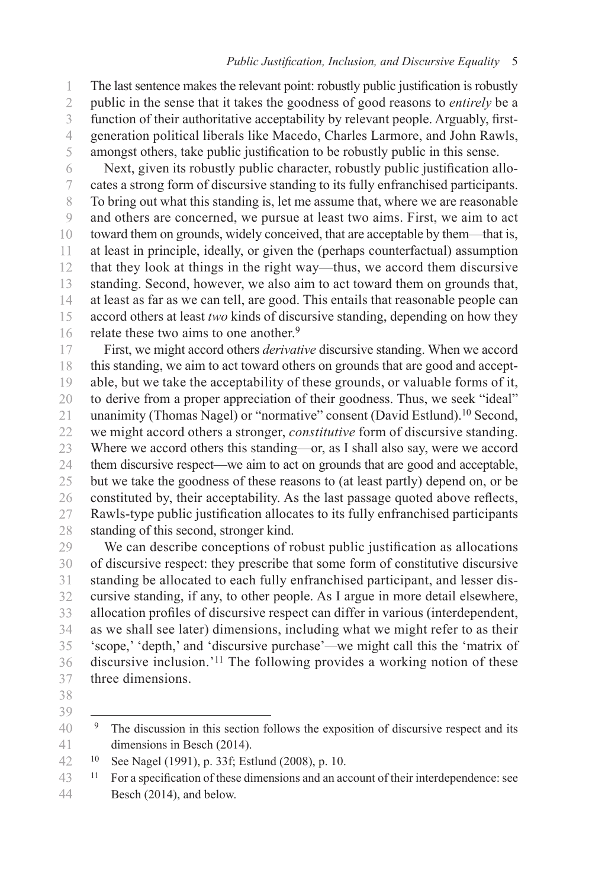The last sentence makes the relevant point: robustly public justification is robustly public in the sense that it takes the goodness of good reasons to *entirely* be a function of their authoritative acceptability by relevant people. Arguably, first-generation political liberals like Macedo, Charles Larmore, and John Rawls, amongst others, take public justification to be robustly public in this sense.

Next, given its robustly public character, robustly public justification allocates a strong form of discursive standing to its fully enfranchised participants. To bring out what this standing is, let me assume that, where we are reasonable and others are concerned, we pursue at least two aims. First, we aim to act toward them on grounds, widely conceived, that are acceptable by them—that is, at least in principle, ideally, or given the (perhaps counterfactual) assumption that they look at things in the right way—thus, we accord them discursive standing. Second, however, we also aim to act toward them on grounds that, at least as far as we can tell, are good. This entails that reasonable people can accord others at least *two* kinds of discursive standing, depending on how they relate these two aims to one another.[9]

First, we might accord others *derivative* discursive standing. When we accord this standing, we aim to act toward others on grounds that are good and acceptable, but we take the acceptability of these grounds, or valuable forms of it, to derive from a proper appreciation of their goodness. Thus, we seek "ideal" unanimity (Thomas Nagel) or "normative" consent (David Estlund).[10] Second, we might accord others a stronger, *constitutive* form of discursive standing. Where we accord others this standing—or, as I shall also say, were we accord them discursive respect—we aim to act on grounds that are good and acceptable, but we take the goodness of these reasons to (at least partly) depend on, or be constituted by, their acceptability. As the last passage quoted above reflects, Rawls-type public justification allocates to its fully enfranchised participants standing of this second, stronger kind.

We can describe conceptions of robust public justification as allocations of discursive respect: they prescribe that some form of constitutive discursive standing be allocated to each fully enfranchised participant, and lesser discursive standing, if any, to other people. As I argue in more detail elsewhere, allocation profiles of discursive respect can differ in various (interdependent, as we shall see later) dimensions, including what we might refer to as their 'scope,' 'depth,' and 'discursive purchase'—we might call this the 'matrix of discursive inclusion.'[11] The following provides a working notion of these three dimensions.

---

[9] The discussion in this section follows the exposition of discursive respect and its dimensions in Besch (2014).

[10] See Nagel (1991), p. 33f; Estlund (2008), p. 10.

[11] For a specification of these dimensions and an account of their interdependence: see Besch (2014), and below.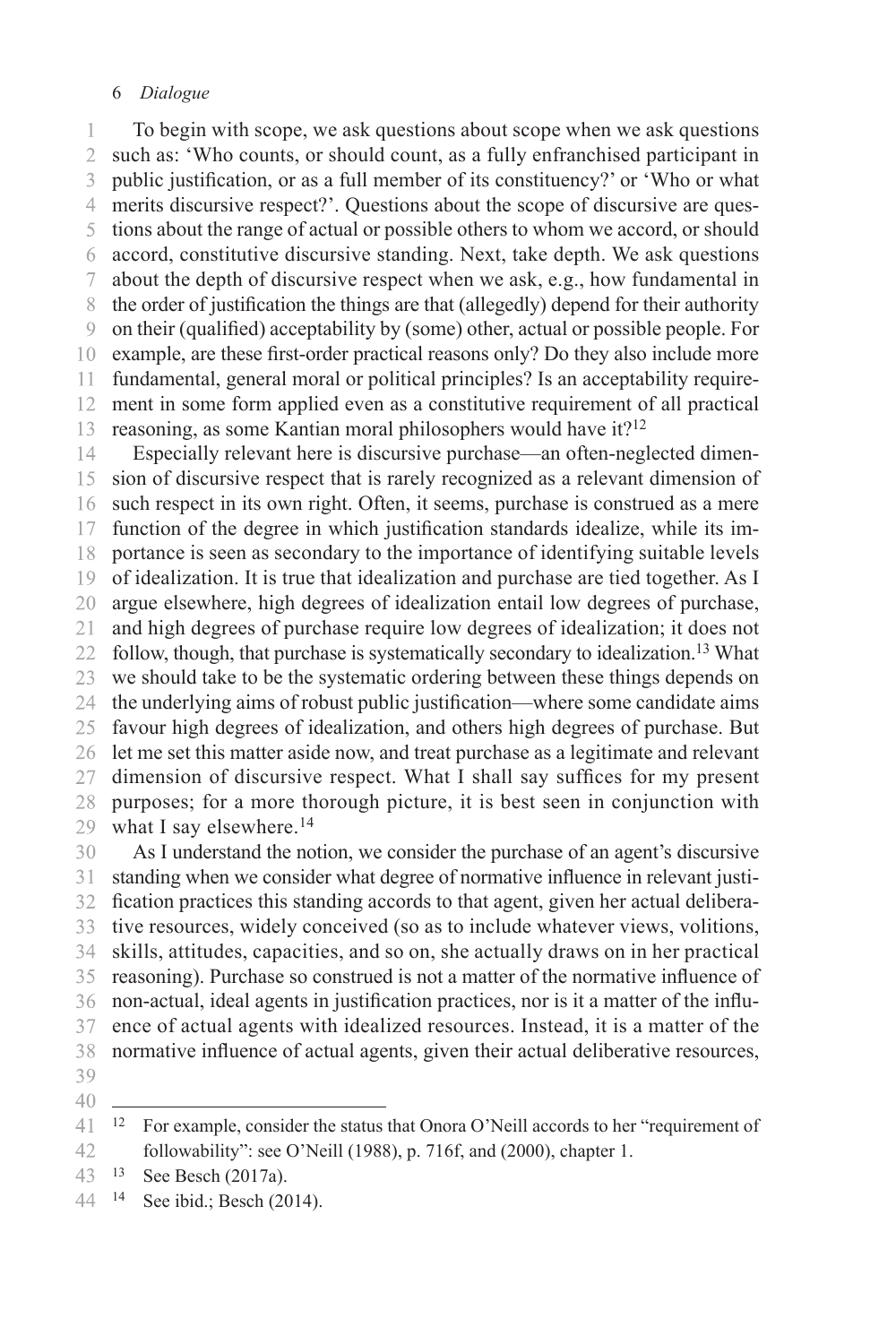To begin with scope, we ask questions about scope when we ask questions such as: 'Who counts, or should count, as a fully enfranchised participant in public justification, or as a full member of its constituency?' or 'Who or what merits discursive respect?'. Questions about the scope of discursive are questions about the range of actual or possible others to whom we accord, or should accord, constitutive discursive standing. Next, take depth. We ask questions about the depth of discursive respect when we ask, e.g., how fundamental in the order of justification the things are that (allegedly) depend for their authority on their (qualified) acceptability by (some) other, actual or possible people. For example, are these first-order practical reasons only? Do they also include more fundamental, general moral or political principles? Is an acceptability requirement in some form applied even as a constitutive requirement of all practical reasoning, as some Kantian moral philosophers would have it?[12]

Especially relevant here is discursive purchase—an often-neglected dimension of discursive respect that is rarely recognized as a relevant dimension of such respect in its own right. Often, it seems, purchase is construed as a mere function of the degree in which justification standards idealize, while its importance is seen as secondary to the importance of identifying suitable levels of idealization. It is true that idealization and purchase are tied together. As I argue elsewhere, high degrees of idealization entail low degrees of purchase, and high degrees of purchase require low degrees of idealization; it does not follow, though, that purchase is systematically secondary to idealization.[13] What we should take to be the systematic ordering between these things depends on the underlying aims of robust public justification—where some candidate aims favour high degrees of idealization, and others high degrees of purchase. But let me set this matter aside now, and treat purchase as a legitimate and relevant dimension of discursive respect. What I shall say suffices for my present purposes; for a more thorough picture, it is best seen in conjunction with what I say elsewhere.[14]

As I understand the notion, we consider the purchase of an agent's discursive standing when we consider what degree of normative influence in relevant justification practices this standing accords to that agent, given her actual deliberative resources, widely conceived (so as to include whatever views, volitions, skills, attitudes, capacities, and so on, she actually draws on in her practical reasoning). Purchase so construed is not a matter of the normative influence of non-actual, ideal agents in justification practices, nor is it a matter of the influence of actual agents with idealized resources. Instead, it is a matter of the normative influence of actual agents, given their actual deliberative resources,

---

[12] For example, consider the status that Onora O'Neill accords to her "requirement of followability": see O'Neill (1988), p. 716f, and (2000), chapter 1.

[13] See Besch (2017a).

[14] See ibid.; Besch (2014).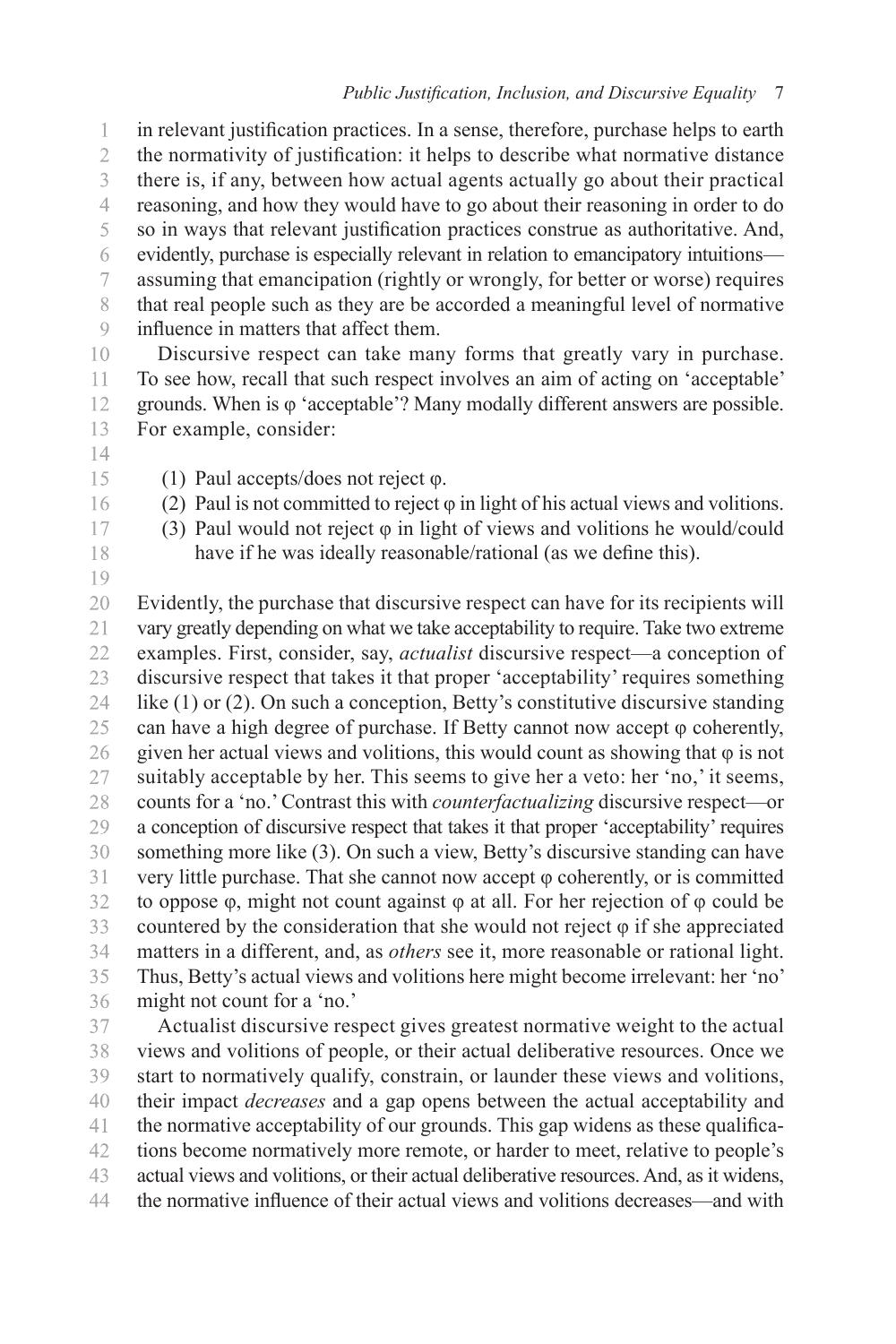in relevant justification practices. In a sense, therefore, purchase helps to earth the normativity of justification: it helps to describe what normative distance there is, if any, between how actual agents actually go about their practical reasoning, and how they would have to go about their reasoning in order to do so in ways that relevant justification practices construe as authoritative. And, evidently, purchase is especially relevant in relation to emancipatory intuitions—assuming that emancipation (rightly or wrongly, for better or worse) requires that real people such as they are be accorded a meaningful level of normative influence in matters that affect them.

Discursive respect can take many forms that greatly vary in purchase. To see how, recall that such respect involves an aim of acting on 'acceptable' grounds. When is φ 'acceptable'? Many modally different answers are possible. For example, consider:

(1) Paul accepts/does not reject φ.
(2) Paul is not committed to reject φ in light of his actual views and volitions.
(3) Paul would not reject φ in light of views and volitions he would/could have if he was ideally reasonable/rational (as we define this).

Evidently, the purchase that discursive respect can have for its recipients will vary greatly depending on what we take acceptability to require. Take two extreme examples. First, consider, say, *actualist* discursive respect—a conception of discursive respect that takes it that proper 'acceptability' requires something like (1) or (2). On such a conception, Betty's constitutive discursive standing can have a high degree of purchase. If Betty cannot now accept φ coherently, given her actual views and volitions, this would count as showing that φ is not suitably acceptable by her. This seems to give her a veto: her 'no,' it seems, counts for a 'no.' Contrast this with *counterfactualizing* discursive respect—or a conception of discursive respect that takes it that proper 'acceptability' requires something more like (3). On such a view, Betty's discursive standing can have very little purchase. That she cannot now accept φ coherently, or is committed to oppose φ, might not count against φ at all. For her rejection of φ could be countered by the consideration that she would not reject φ if she appreciated matters in a different, and, as *others* see it, more reasonable or rational light. Thus, Betty's actual views and volitions here might become irrelevant: her 'no' might not count for a 'no.'

Actualist discursive respect gives greatest normative weight to the actual views and volitions of people, or their actual deliberative resources. Once we start to normatively qualify, constrain, or launder these views and volitions, their impact *decreases* and a gap opens between the actual acceptability and the normative acceptability of our grounds. This gap widens as these qualifications become normatively more remote, or harder to meet, relative to people's actual views and volitions, or their actual deliberative resources. And, as it widens, the normative influence of their actual views and volitions decreases—and with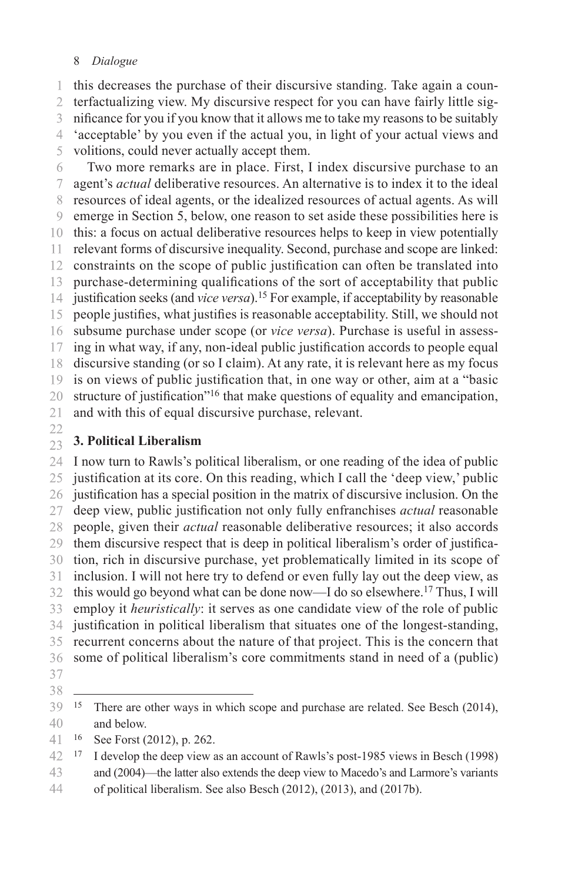this decreases the purchase of their discursive standing. Take again a counterfactualizing view. My discursive respect for you can have fairly little significance for you if you know that it allows me to take my reasons to be suitably 'acceptable' by you even if the actual you, in light of your actual views and volitions, could never actually accept them.

Two more remarks are in place. First, I index discursive purchase to an agent's *actual* deliberative resources. An alternative is to index it to the ideal resources of ideal agents, or the idealized resources of actual agents. As will emerge in Section 5, below, one reason to set aside these possibilities here is this: a focus on actual deliberative resources helps to keep in view potentially relevant forms of discursive inequality. Second, purchase and scope are linked: constraints on the scope of public justification can often be translated into purchase-determining qualifications of the sort of acceptability that public justification seeks (and *vice versa*).[15] For example, if acceptability by reasonable people justifies, what justifies is reasonable acceptability. Still, we should not subsume purchase under scope (or *vice versa*). Purchase is useful in assessing in what way, if any, non-ideal public justification accords to people equal discursive standing (or so I claim). At any rate, it is relevant here as my focus is on views of public justification that, in one way or other, aim at a "basic structure of justification"[16] that make questions of equality and emancipation, and with this of equal discursive purchase, relevant.

## 3. Political Liberalism

I now turn to Rawls's political liberalism, or one reading of the idea of public justification at its core. On this reading, which I call the 'deep view,' public justification has a special position in the matrix of discursive inclusion. On the deep view, public justification not only fully enfranchises *actual* reasonable people, given their *actual* reasonable deliberative resources; it also accords them discursive respect that is deep in political liberalism's order of justification, rich in discursive purchase, yet problematically limited in its scope of inclusion. I will not here try to defend or even fully lay out the deep view, as this would go beyond what can be done now—I do so elsewhere.[17] Thus, I will employ it *heuristically*: it serves as one candidate view of the role of public justification in political liberalism that situates one of the longest-standing, recurrent concerns about the nature of that project. This is the concern that some of political liberalism's core commitments stand in need of a (public)

---

[15] There are other ways in which scope and purchase are related. See Besch (2014), and below.

[16] See Forst (2012), p. 262.

[17] I develop the deep view as an account of Rawls's post-1985 views in Besch (1998) and (2004)—the latter also extends the deep view to Macedo's and Larmore's variants of political liberalism. See also Besch (2012), (2013), and (2017b).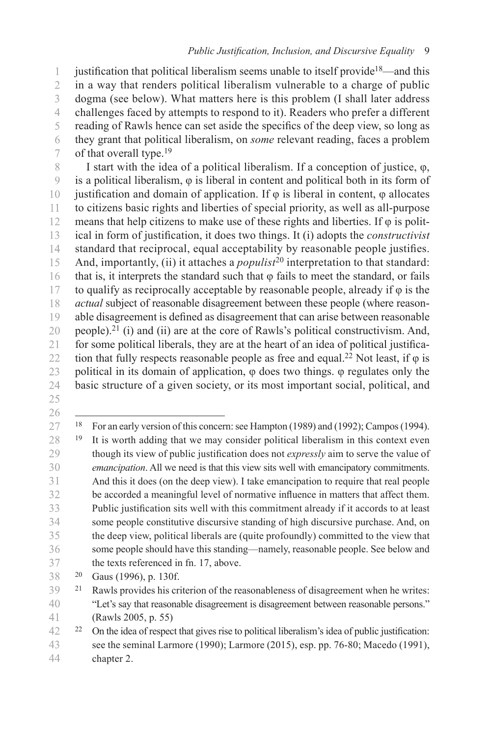justification that political liberalism seems unable to itself provide[18]—and this in a way that renders political liberalism vulnerable to a charge of public dogma (see below). What matters here is this problem (I shall later address challenges faced by attempts to respond to it). Readers who prefer a different reading of Rawls hence can set aside the specifics of the deep view, so long as they grant that political liberalism, on *some* relevant reading, faces a problem of that overall type.[19]

I start with the idea of a political liberalism. If a conception of justice, $\varphi$, is a political liberalism, $\varphi$ is liberal in content and political both in its form of justification and domain of application. If $\varphi$ is liberal in content, $\varphi$ allocates to citizens basic rights and liberties of special priority, as well as all-purpose means that help citizens to make use of these rights and liberties. If $\varphi$ is political in form of justification, it does two things. It (i) adopts the *constructivist* standard that reciprocal, equal acceptability by reasonable people justifies. And, importantly, (ii) it attaches a *populist*[20] interpretation to that standard: that is, it interprets the standard such that $\varphi$ fails to meet the standard, or fails to qualify as reciprocally acceptable by reasonable people, already if $\varphi$ is the *actual* subject of reasonable disagreement between these people (where reasonable disagreement is defined as disagreement that can arise between reasonable people).[21] (i) and (ii) are at the core of Rawls's political constructivism. And, for some political liberals, they are at the heart of an idea of political justification that fully respects reasonable people as free and equal.[22] Not least, if $\varphi$ is political in its domain of application, $\varphi$ does two things. $\varphi$ regulates only the basic structure of a given society, or its most important social, political, and

---

[18] For an early version of this concern: see Hampton (1989) and (1992); Campos (1994).

[19] It is worth adding that we may consider political liberalism in this context even though its view of public justification does not *expressly* aim to serve the value of *emancipation*. All we need is that this view sits well with emancipatory commitments. And this it does (on the deep view). I take emancipation to require that real people be accorded a meaningful level of normative influence in matters that affect them. Public justification sits well with this commitment already if it accords to at least some people constitutive discursive standing of high discursive purchase. And, on the deep view, political liberals are (quite profoundly) committed to the view that some people should have this standing—namely, reasonable people. See below and the texts referenced in fn. 17, above.

[20] Gaus (1996), p. 130f.

[21] Rawls provides his criterion of the reasonableness of disagreement when he writes: "Let's say that reasonable disagreement is disagreement between reasonable persons." (Rawls 2005, p. 55)

[22] On the idea of respect that gives rise to political liberalism's idea of public justification: see the seminal Larmore (1990); Larmore (2015), esp. pp. 76-80; Macedo (1991), chapter 2.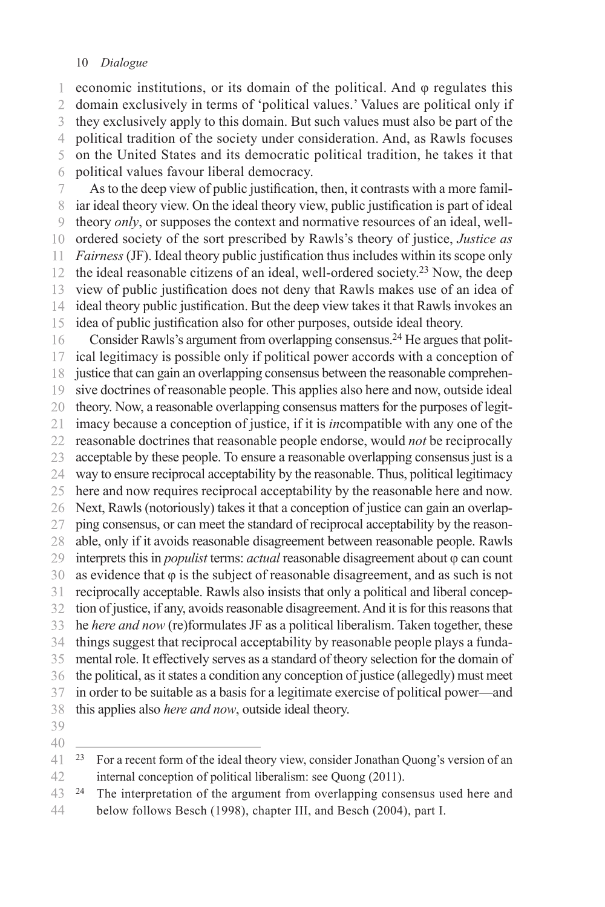economic institutions, or its domain of the political. And φ regulates this domain exclusively in terms of 'political values.' Values are political only if they exclusively apply to this domain. But such values must also be part of the political tradition of the society under consideration. And, as Rawls focuses on the United States and its democratic political tradition, he takes it that political values favour liberal democracy.

As to the deep view of public justification, then, it contrasts with a more familiar ideal theory view. On the ideal theory view, public justification is part of ideal theory *only*, or supposes the context and normative resources of an ideal, well-ordered society of the sort prescribed by Rawls's theory of justice, *Justice as Fairness* (JF). Ideal theory public justification thus includes within its scope only the ideal reasonable citizens of an ideal, well-ordered society.[23] Now, the deep view of public justification does not deny that Rawls makes use of an idea of ideal theory public justification. But the deep view takes it that Rawls invokes an idea of public justification also for other purposes, outside ideal theory.

Consider Rawls's argument from overlapping consensus.[24] He argues that political legitimacy is possible only if political power accords with a conception of justice that can gain an overlapping consensus between the reasonable comprehensive doctrines of reasonable people. This applies also here and now, outside ideal theory. Now, a reasonable overlapping consensus matters for the purposes of legitimacy because a conception of justice, if it is *in*compatible with any one of the reasonable doctrines that reasonable people endorse, would *not* be reciprocally acceptable by these people. To ensure a reasonable overlapping consensus just is a way to ensure reciprocal acceptability by the reasonable. Thus, political legitimacy here and now requires reciprocal acceptability by the reasonable here and now. Next, Rawls (notoriously) takes it that a conception of justice can gain an overlapping consensus, or can meet the standard of reciprocal acceptability by the reasonable, only if it avoids reasonable disagreement between reasonable people. Rawls interprets this in *populist* terms: *actual* reasonable disagreement about φ can count as evidence that φ is the subject of reasonable disagreement, and as such is not reciprocally acceptable. Rawls also insists that only a political and liberal conception of justice, if any, avoids reasonable disagreement. And it is for this reasons that he *here and now* (re)formulates JF as a political liberalism. Taken together, these things suggest that reciprocal acceptability by reasonable people plays a fundamental role. It effectively serves as a standard of theory selection for the domain of the political, as it states a condition any conception of justice (allegedly) must meet in order to be suitable as a basis for a legitimate exercise of political power—and this applies also *here and now*, outside ideal theory.

---

[23] For a recent form of the ideal theory view, consider Jonathan Quong's version of an internal conception of political liberalism: see Quong (2011).

[24] The interpretation of the argument from overlapping consensus used here and below follows Besch (1998), chapter III, and Besch (2004), part I.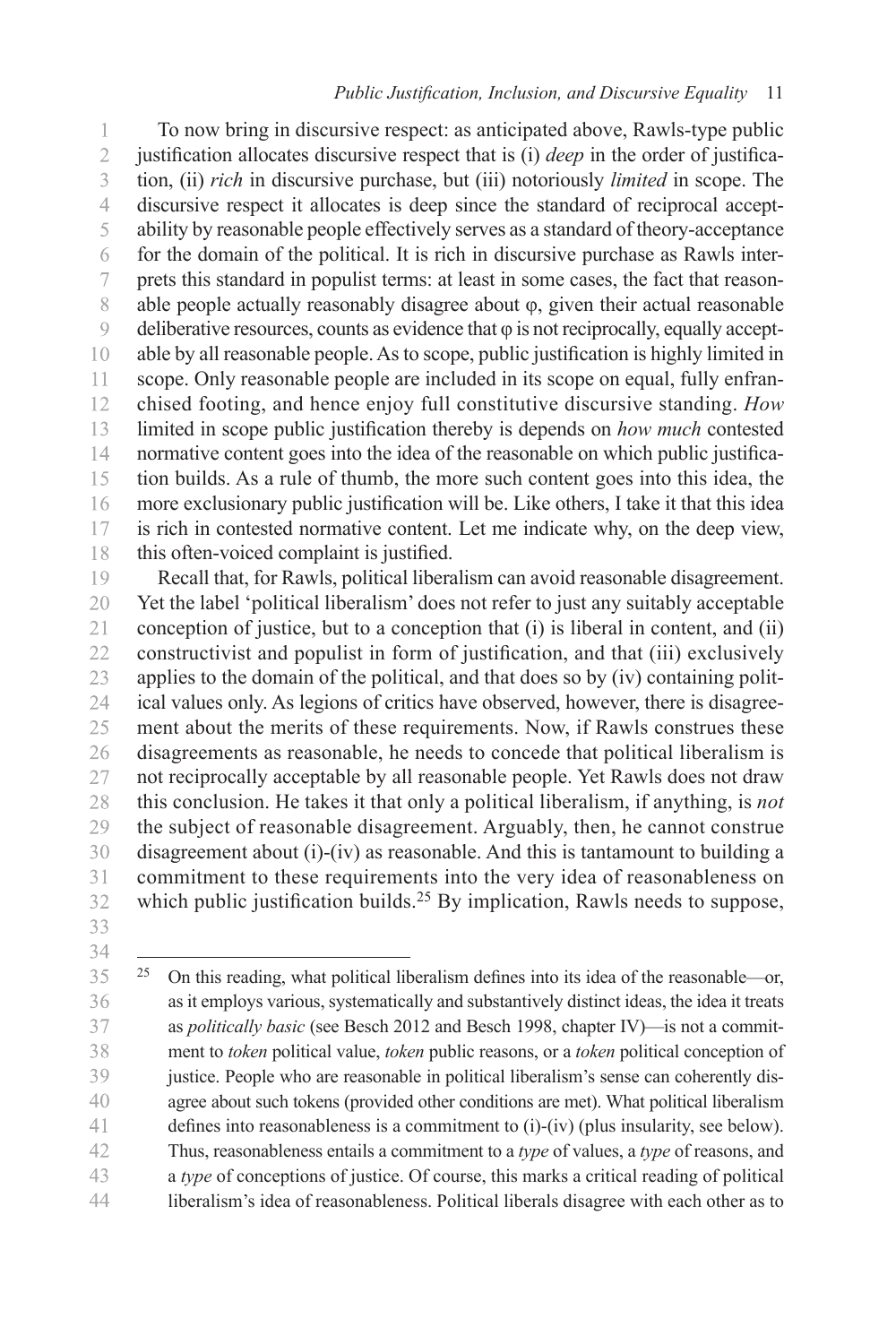To now bring in discursive respect: as anticipated above, Rawls-type public justification allocates discursive respect that is (i) *deep* in the order of justification, (ii) *rich* in discursive purchase, but (iii) notoriously *limited* in scope. The discursive respect it allocates is deep since the standard of reciprocal acceptability by reasonable people effectively serves as a standard of theory-acceptance for the domain of the political. It is rich in discursive purchase as Rawls interprets this standard in populist terms: at least in some cases, the fact that reasonable people actually reasonably disagree about φ, given their actual reasonable deliberative resources, counts as evidence that φ is not reciprocally, equally acceptable by all reasonable people. As to scope, public justification is highly limited in scope. Only reasonable people are included in its scope on equal, fully enfranchised footing, and hence enjoy full constitutive discursive standing. *How* limited in scope public justification thereby is depends on *how much* contested normative content goes into the idea of the reasonable on which public justification builds. As a rule of thumb, the more such content goes into this idea, the more exclusionary public justification will be. Like others, I take it that this idea is rich in contested normative content. Let me indicate why, on the deep view, this often-voiced complaint is justified.

Recall that, for Rawls, political liberalism can avoid reasonable disagreement. Yet the label 'political liberalism' does not refer to just any suitably acceptable conception of justice, but to a conception that (i) is liberal in content, and (ii) constructivist and populist in form of justification, and that (iii) exclusively applies to the domain of the political, and that does so by (iv) containing political values only. As legions of critics have observed, however, there is disagreement about the merits of these requirements. Now, if Rawls construes these disagreements as reasonable, he needs to concede that political liberalism is not reciprocally acceptable by all reasonable people. Yet Rawls does not draw this conclusion. He takes it that only a political liberalism, if anything, is *not* the subject of reasonable disagreement. Arguably, then, he cannot construe disagreement about (i)-(iv) as reasonable. And this is tantamount to building a commitment to these requirements into the very idea of reasonableness on which public justification builds.[25] By implication, Rawls needs to suppose,

[25] On this reading, what political liberalism defines into its idea of the reasonable—or, as it employs various, systematically and substantively distinct ideas, the idea it treats as *politically basic* (see Besch 2012 and Besch 1998, chapter IV)—is not a commitment to *token* political value, *token* public reasons, or a *token* political conception of justice. People who are reasonable in political liberalism's sense can coherently disagree about such tokens (provided other conditions are met). What political liberalism defines into reasonableness is a commitment to (i)-(iv) (plus insularity, see below). Thus, reasonableness entails a commitment to a *type* of values, a *type* of reasons, and a *type* of conceptions of justice. Of course, this marks a critical reading of political liberalism's idea of reasonableness. Political liberals disagree with each other as to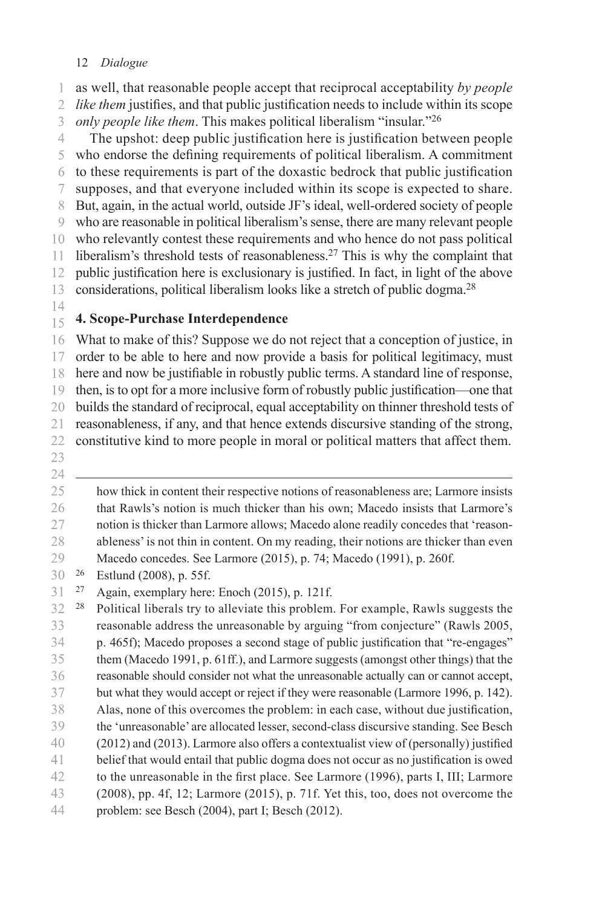as well, that reasonable people accept that reciprocal acceptability *by people like them* justifies, and that public justification needs to include within its scope *only people like them*. This makes political liberalism "insular."[26]

The upshot: deep public justification here is justification between people who endorse the defining requirements of political liberalism. A commitment to these requirements is part of the doxastic bedrock that public justification supposes, and that everyone included within its scope is expected to share. But, again, in the actual world, outside JF's ideal, well-ordered society of people who are reasonable in political liberalism's sense, there are many relevant people who relevantly contest these requirements and who hence do not pass political liberalism's threshold tests of reasonableness.[27] This is why the complaint that public justification here is exclusionary is justified. In fact, in light of the above considerations, political liberalism looks like a stretch of public dogma.[28]

## 4. Scope-Purchase Interdependence

What to make of this? Suppose we do not reject that a conception of justice, in order to be able to here and now provide a basis for political legitimacy, must here and now be justifiable in robustly public terms. A standard line of response, then, is to opt for a more inclusive form of robustly public justification—one that builds the standard of reciprocal, equal acceptability on thinner threshold tests of reasonableness, if any, and that hence extends discursive standing of the strong, constitutive kind to more people in moral or political matters that affect them.

---

how thick in content their respective notions of reasonableness are; Larmore insists that Rawls's notion is much thicker than his own; Macedo insists that Larmore's notion is thicker than Larmore allows; Macedo alone readily concedes that 'reasonableness' is not thin in content. On my reading, their notions are thicker than even Macedo concedes. See Larmore (2015), p. 74; Macedo (1991), p. 260f.

[26] Estlund (2008), p. 55f.

[27] Again, exemplary here: Enoch (2015), p. 121f.

[28] Political liberals try to alleviate this problem. For example, Rawls suggests the reasonable address the unreasonable by arguing "from conjecture" (Rawls 2005, p. 465f); Macedo proposes a second stage of public justification that "re-engages" them (Macedo 1991, p. 61ff.), and Larmore suggests (amongst other things) that the reasonable should consider not what the unreasonable actually can or cannot accept, but what they would accept or reject if they were reasonable (Larmore 1996, p. 142). Alas, none of this overcomes the problem: in each case, without due justification, the 'unreasonable' are allocated lesser, second-class discursive standing. See Besch (2012) and (2013). Larmore also offers a contextualist view of (personally) justified belief that would entail that public dogma does not occur as no justification is owed to the unreasonable in the first place. See Larmore (1996), parts I, III; Larmore (2008), pp. 4f, 12; Larmore (2015), p. 71f. Yet this, too, does not overcome the problem: see Besch (2004), part I; Besch (2012).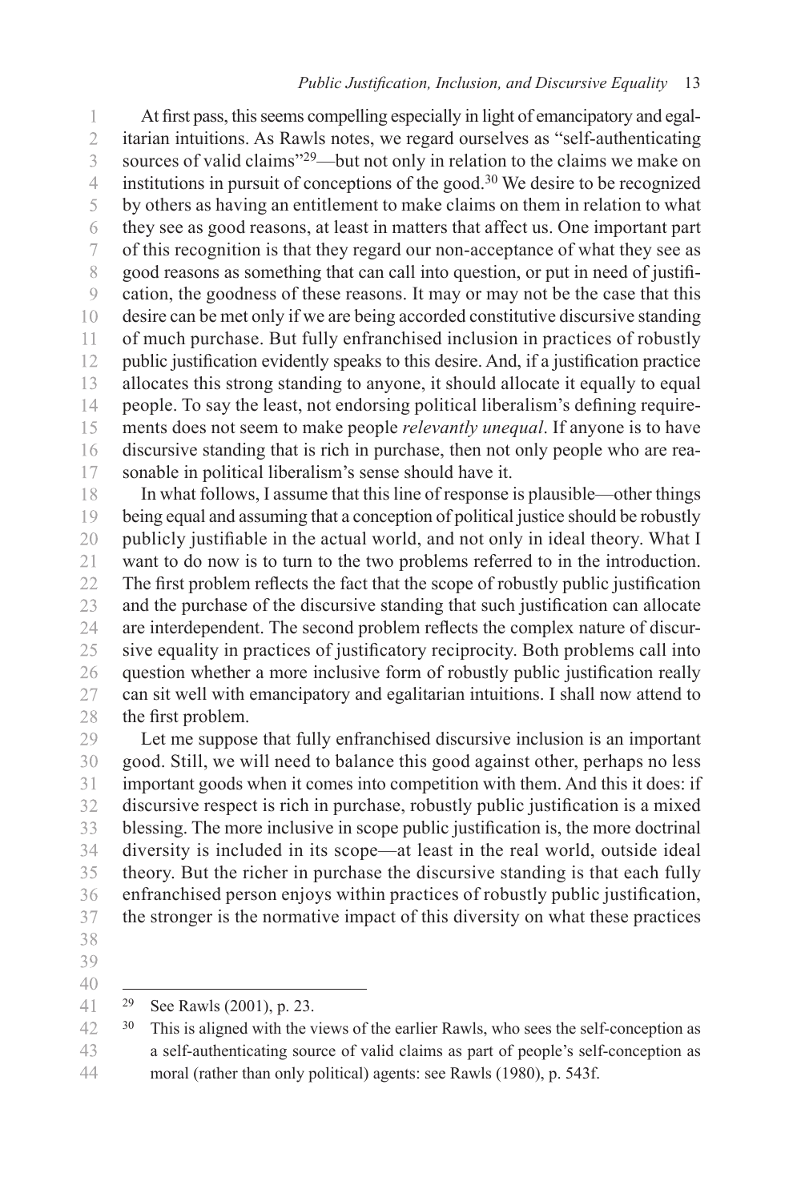At first pass, this seems compelling especially in light of emancipatory and egalitarian intuitions. As Rawls notes, we regard ourselves as "self-authenticating sources of valid claims"[29]—but not only in relation to the claims we make on institutions in pursuit of conceptions of the good.[30] We desire to be recognized by others as having an entitlement to make claims on them in relation to what they see as good reasons, at least in matters that affect us. One important part of this recognition is that they regard our non-acceptance of what they see as good reasons as something that can call into question, or put in need of justification, the goodness of these reasons. It may or may not be the case that this desire can be met only if we are being accorded constitutive discursive standing of much purchase. But fully enfranchised inclusion in practices of robustly public justification evidently speaks to this desire. And, if a justification practice allocates this strong standing to anyone, it should allocate it equally to equal people. To say the least, not endorsing political liberalism's defining requirements does not seem to make people *relevantly unequal*. If anyone is to have discursive standing that is rich in purchase, then not only people who are reasonable in political liberalism's sense should have it.

In what follows, I assume that this line of response is plausible—other things being equal and assuming that a conception of political justice should be robustly publicly justifiable in the actual world, and not only in ideal theory. What I want to do now is to turn to the two problems referred to in the introduction. The first problem reflects the fact that the scope of robustly public justification and the purchase of the discursive standing that such justification can allocate are interdependent. The second problem reflects the complex nature of discursive equality in practices of justificatory reciprocity. Both problems call into question whether a more inclusive form of robustly public justification really can sit well with emancipatory and egalitarian intuitions. I shall now attend to the first problem.

Let me suppose that fully enfranchised discursive inclusion is an important good. Still, we will need to balance this good against other, perhaps no less important goods when it comes into competition with them. And this it does: if discursive respect is rich in purchase, robustly public justification is a mixed blessing. The more inclusive in scope public justification is, the more doctrinal diversity is included in its scope—at least in the real world, outside ideal theory. But the richer in purchase the discursive standing is that each fully enfranchised person enjoys within practices of robustly public justification, the stronger is the normative impact of this diversity on what these practices

---

[29] See Rawls (2001), p. 23.

[30] This is aligned with the views of the earlier Rawls, who sees the self-conception as a self-authenticating source of valid claims as part of people's self-conception as moral (rather than only political) agents: see Rawls (1980), p. 543f.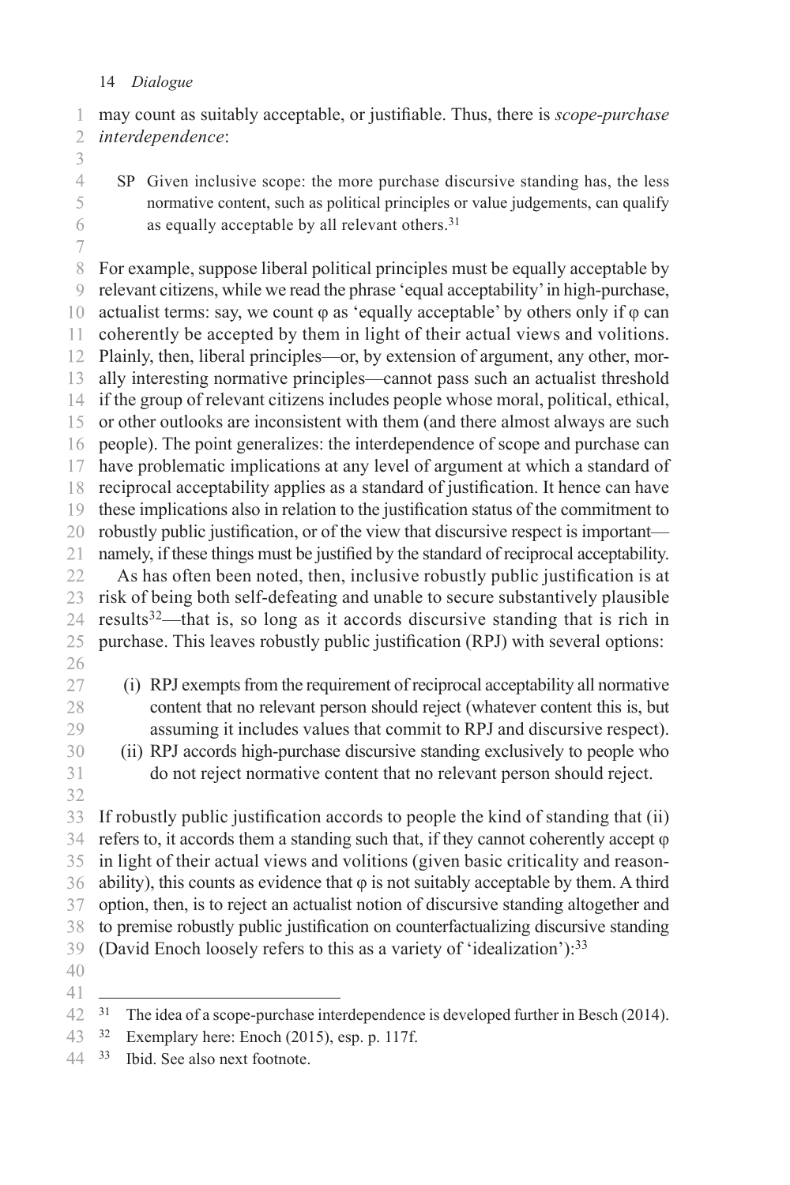may count as suitably acceptable, or justifiable. Thus, there is *scope-purchase interdependence*:

> SP Given inclusive scope: the more purchase discursive standing has, the less normative content, such as political principles or value judgements, can qualify as equally acceptable by all relevant others.[31]

For example, suppose liberal political principles must be equally acceptable by relevant citizens, while we read the phrase 'equal acceptability' in high-purchase, actualist terms: say, we count φ as 'equally acceptable' by others only if φ can coherently be accepted by them in light of their actual views and volitions. Plainly, then, liberal principles—or, by extension of argument, any other, morally interesting normative principles—cannot pass such an actualist threshold if the group of relevant citizens includes people whose moral, political, ethical, or other outlooks are inconsistent with them (and there almost always are such people). The point generalizes: the interdependence of scope and purchase can have problematic implications at any level of argument at which a standard of reciprocal acceptability applies as a standard of justification. It hence can have these implications also in relation to the justification status of the commitment to robustly public justification, or of the view that discursive respect is important—namely, if these things must be justified by the standard of reciprocal acceptability.

As has often been noted, then, inclusive robustly public justification is at risk of being both self-defeating and unable to secure substantively plausible results[32]—that is, so long as it accords discursive standing that is rich in purchase. This leaves robustly public justification (RPJ) with several options:

(i) RPJ exempts from the requirement of reciprocal acceptability all normative content that no relevant person should reject (whatever content this is, but assuming it includes values that commit to RPJ and discursive respect).

(ii) RPJ accords high-purchase discursive standing exclusively to people who do not reject normative content that no relevant person should reject.

If robustly public justification accords to people the kind of standing that (ii) refers to, it accords them a standing such that, if they cannot coherently accept φ in light of their actual views and volitions (given basic criticality and reasonability), this counts as evidence that φ is not suitably acceptable by them. A third option, then, is to reject an actualist notion of discursive standing altogether and to premise robustly public justification on counterfactualizing discursive standing (David Enoch loosely refers to this as a variety of 'idealization'):[33]

---

[31] The idea of a scope-purchase interdependence is developed further in Besch (2014).

[32] Exemplary here: Enoch (2015), esp. p. 117f.

[33] Ibid. See also next footnote.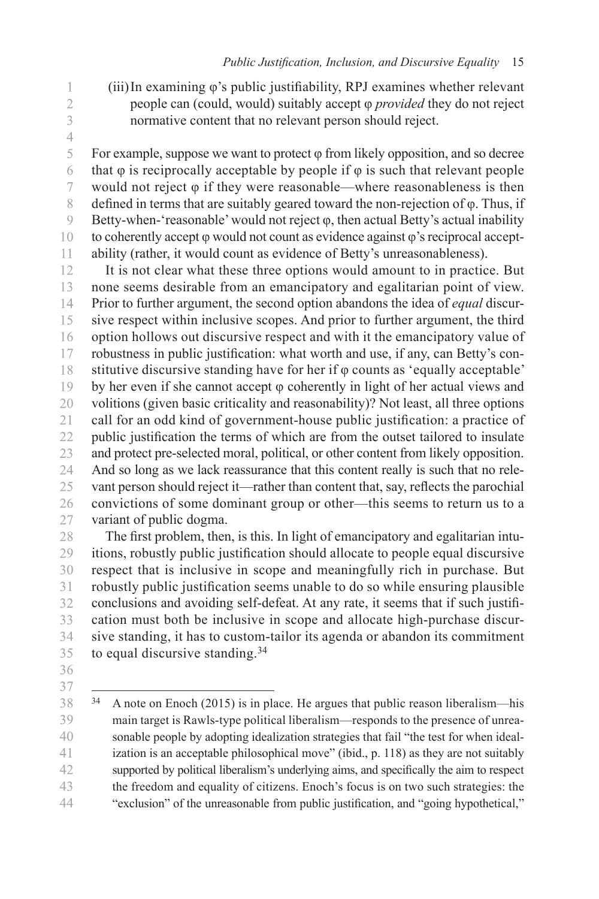(iii) In examining φ's public justifiability, RPJ examines whether relevant people can (could, would) suitably accept φ *provided* they do not reject normative content that no relevant person should reject.

For example, suppose we want to protect φ from likely opposition, and so decree that φ is reciprocally acceptable by people if φ is such that relevant people would not reject φ if they were reasonable—where reasonableness is then defined in terms that are suitably geared toward the non-rejection of φ. Thus, if Betty-when-'reasonable' would not reject φ, then actual Betty's actual inability to coherently accept φ would not count as evidence against φ's reciprocal acceptability (rather, it would count as evidence of Betty's unreasonableness).

It is not clear what these three options would amount to in practice. But none seems desirable from an emancipatory and egalitarian point of view. Prior to further argument, the second option abandons the idea of *equal* discursive respect within inclusive scopes. And prior to further argument, the third option hollows out discursive respect and with it the emancipatory value of robustness in public justification: what worth and use, if any, can Betty's constitutive discursive standing have for her if φ counts as 'equally acceptable' by her even if she cannot accept φ coherently in light of her actual views and volitions (given basic criticality and reasonability)? Not least, all three options call for an odd kind of government-house public justification: a practice of public justification the terms of which are from the outset tailored to insulate and protect pre-selected moral, political, or other content from likely opposition. And so long as we lack reassurance that this content really is such that no relevant person should reject it—rather than content that, say, reflects the parochial convictions of some dominant group or other—this seems to return us to a variant of public dogma.

The first problem, then, is this. In light of emancipatory and egalitarian intuitions, robustly public justification should allocate to people equal discursive respect that is inclusive in scope and meaningfully rich in purchase. But robustly public justification seems unable to do so while ensuring plausible conclusions and avoiding self-defeat. At any rate, it seems that if such justification must both be inclusive in scope and allocate high-purchase discursive standing, it has to custom-tailor its agenda or abandon its commitment to equal discursive standing.[34]

---

[34] A note on Enoch (2015) is in place. He argues that public reason liberalism—his main target is Rawls-type political liberalism—responds to the presence of unreasonable people by adopting idealization strategies that fail "the test for when idealization is an acceptable philosophical move" (ibid., p. 118) as they are not suitably supported by political liberalism's underlying aims, and specifically the aim to respect the freedom and equality of citizens. Enoch's focus is on two such strategies: the "exclusion" of the unreasonable from public justification, and "going hypothetical,"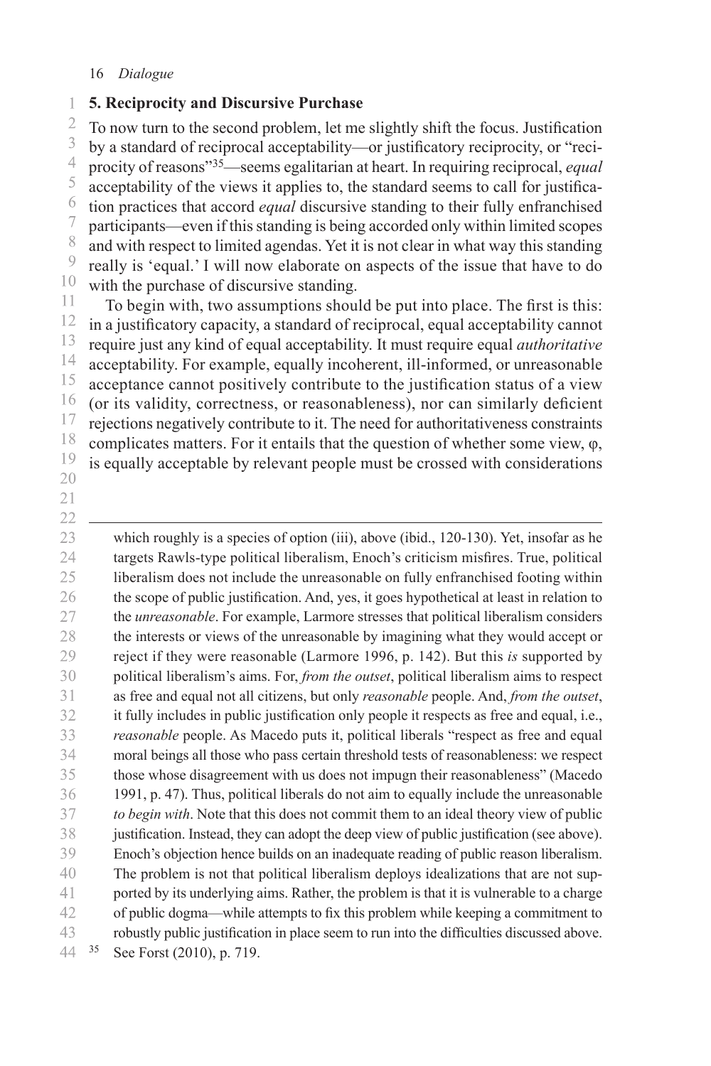## 5. Reciprocity and Discursive Purchase

To now turn to the second problem, let me slightly shift the focus. Justification by a standard of reciprocal acceptability—or justificatory reciprocity, or "reciprocity of reasons"[35]—seems egalitarian at heart. In requiring reciprocal, *equal* acceptability of the views it applies to, the standard seems to call for justification practices that accord *equal* discursive standing to their fully enfranchised participants—even if this standing is being accorded only within limited scopes and with respect to limited agendas. Yet it is not clear in what way this standing really is 'equal.' I will now elaborate on aspects of the issue that have to do with the purchase of discursive standing.

To begin with, two assumptions should be put into place. The first is this: in a justificatory capacity, a standard of reciprocal, equal acceptability cannot require just any kind of equal acceptability. It must require equal *authoritative* acceptability. For example, equally incoherent, ill-informed, or unreasonable acceptance cannot positively contribute to the justification status of a view (or its validity, correctness, or reasonableness), nor can similarly deficient rejections negatively contribute to it. The need for authoritativeness constraints complicates matters. For it entails that the question of whether some view, $\varphi$, is equally acceptable by relevant people must be crossed with considerations

---

which roughly is a species of option (iii), above (ibid., 120-130). Yet, insofar as he targets Rawls-type political liberalism, Enoch's criticism misfires. True, political liberalism does not include the unreasonable on fully enfranchised footing within the scope of public justification. And, yes, it goes hypothetical at least in relation to the *unreasonable*. For example, Larmore stresses that political liberalism considers the interests or views of the unreasonable by imagining what they would accept or reject if they were reasonable (Larmore 1996, p. 142). But this *is* supported by political liberalism's aims. For, *from the outset*, political liberalism aims to respect as free and equal not all citizens, but only *reasonable* people. And, *from the outset*, it fully includes in public justification only people it respects as free and equal, i.e., *reasonable* people. As Macedo puts it, political liberals "respect as free and equal moral beings all those who pass certain threshold tests of reasonableness: we respect those whose disagreement with us does not impugn their reasonableness" (Macedo 1991, p. 47). Thus, political liberals do not aim to equally include the unreasonable *to begin with*. Note that this does not commit them to an ideal theory view of public justification. Instead, they can adopt the deep view of public justification (see above). Enoch's objection hence builds on an inadequate reading of public reason liberalism. The problem is not that political liberalism deploys idealizations that are not supported by its underlying aims. Rather, the problem is that it is vulnerable to a charge of public dogma—while attempts to fix this problem while keeping a commitment to robustly public justification in place seem to run into the difficulties discussed above.

[35] See Forst (2010), p. 719.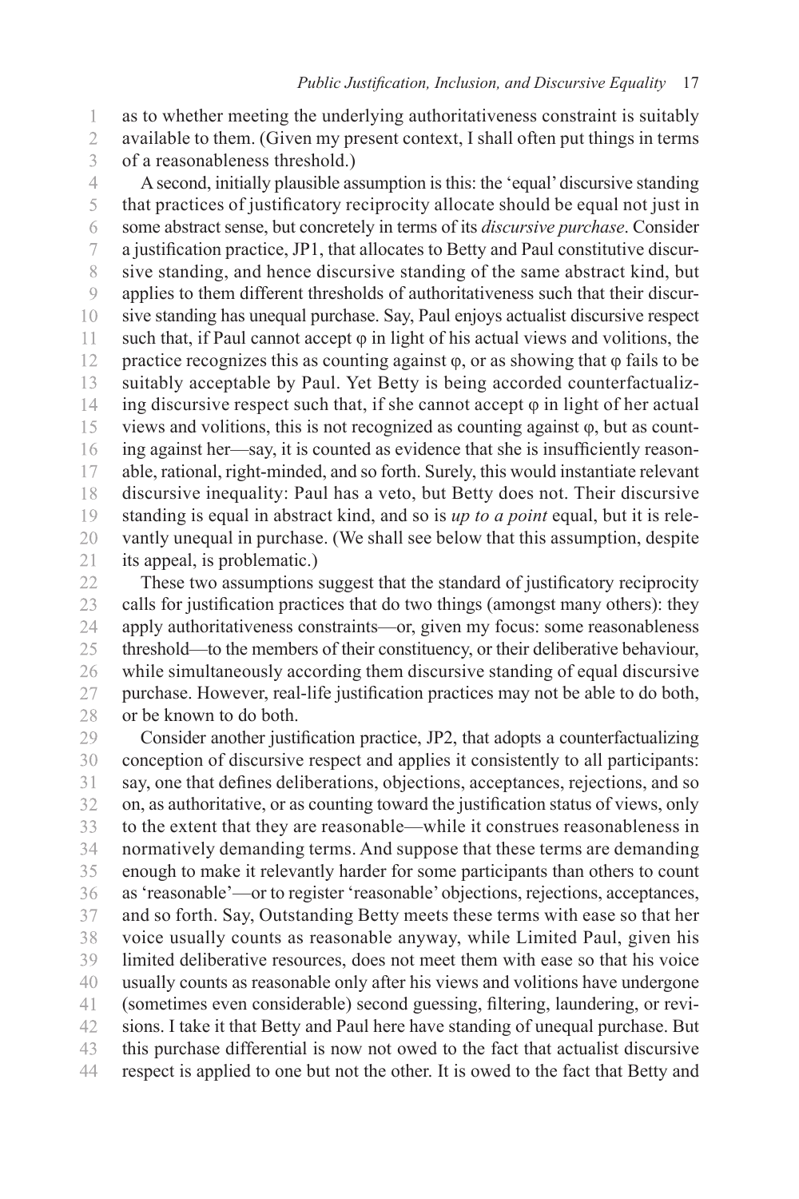as to whether meeting the underlying authoritativeness constraint is suitably available to them. (Given my present context, I shall often put things in terms of a reasonableness threshold.)

A second, initially plausible assumption is this: the 'equal' discursive standing that practices of justificatory reciprocity allocate should be equal not just in some abstract sense, but concretely in terms of its *discursive purchase*. Consider a justification practice, JP1, that allocates to Betty and Paul constitutive discursive standing, and hence discursive standing of the same abstract kind, but applies to them different thresholds of authoritativeness such that their discursive standing has unequal purchase. Say, Paul enjoys actualist discursive respect such that, if Paul cannot accept $\varphi$ in light of his actual views and volitions, the practice recognizes this as counting against $\varphi$, or as showing that $\varphi$ fails to be suitably acceptable by Paul. Yet Betty is being accorded counterfactualizing discursive respect such that, if she cannot accept $\varphi$ in light of her actual views and volitions, this is not recognized as counting against $\varphi$, but as counting against her—say, it is counted as evidence that she is insufficiently reasonable, rational, right-minded, and so forth. Surely, this would instantiate relevant discursive inequality: Paul has a veto, but Betty does not. Their discursive standing is equal in abstract kind, and so is *up to a point* equal, but it is relevantly unequal in purchase. (We shall see below that this assumption, despite its appeal, is problematic.)

These two assumptions suggest that the standard of justificatory reciprocity calls for justification practices that do two things (amongst many others): they apply authoritativeness constraints—or, given my focus: some reasonableness threshold—to the members of their constituency, or their deliberative behaviour, while simultaneously according them discursive standing of equal discursive purchase. However, real-life justification practices may not be able to do both, or be known to do both.

Consider another justification practice, JP2, that adopts a counterfactualizing conception of discursive respect and applies it consistently to all participants: say, one that defines deliberations, objections, acceptances, rejections, and so on, as authoritative, or as counting toward the justification status of views, only to the extent that they are reasonable—while it construes reasonableness in normatively demanding terms. And suppose that these terms are demanding enough to make it relevantly harder for some participants than others to count as 'reasonable'—or to register 'reasonable' objections, rejections, acceptances, and so forth. Say, Outstanding Betty meets these terms with ease so that her voice usually counts as reasonable anyway, while Limited Paul, given his limited deliberative resources, does not meet them with ease so that his voice usually counts as reasonable only after his views and volitions have undergone (sometimes even considerable) second guessing, filtering, laundering, or revisions. I take it that Betty and Paul here have standing of unequal purchase. But this purchase differential is now not owed to the fact that actualist discursive respect is applied to one but not the other. It is owed to the fact that Betty and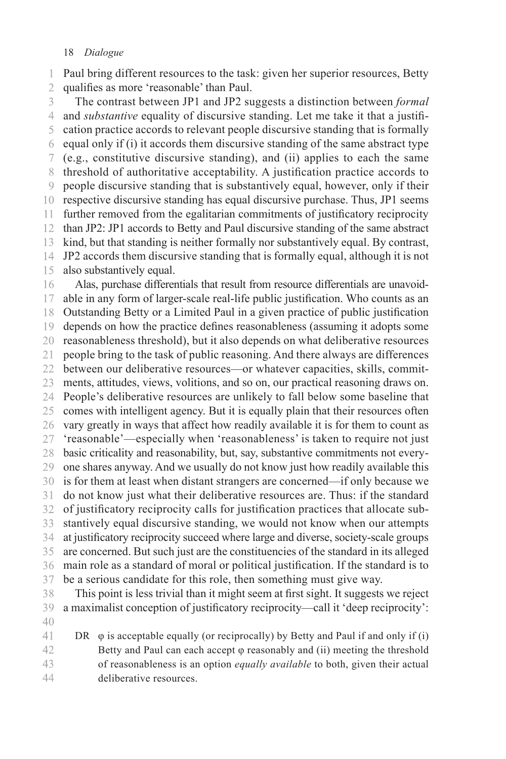Paul bring different resources to the task: given her superior resources, Betty qualifies as more 'reasonable' than Paul.

The contrast between JP1 and JP2 suggests a distinction between *formal* and *substantive* equality of discursive standing. Let me take it that a justification practice accords to relevant people discursive standing that is formally equal only if (i) it accords them discursive standing of the same abstract type (e.g., constitutive discursive standing), and (ii) applies to each the same threshold of authoritative acceptability. A justification practice accords to people discursive standing that is substantively equal, however, only if their respective discursive standing has equal discursive purchase. Thus, JP1 seems further removed from the egalitarian commitments of justificatory reciprocity than JP2: JP1 accords to Betty and Paul discursive standing of the same abstract kind, but that standing is neither formally nor substantively equal. By contrast, JP2 accords them discursive standing that is formally equal, although it is not also substantively equal.

Alas, purchase differentials that result from resource differentials are unavoidable in any form of larger-scale real-life public justification. Who counts as an Outstanding Betty or a Limited Paul in a given practice of public justification depends on how the practice defines reasonableness (assuming it adopts some reasonableness threshold), but it also depends on what deliberative resources people bring to the task of public reasoning. And there always are differences between our deliberative resources—or whatever capacities, skills, commitments, attitudes, views, volitions, and so on, our practical reasoning draws on. People's deliberative resources are unlikely to fall below some baseline that comes with intelligent agency. But it is equally plain that their resources often vary greatly in ways that affect how readily available it is for them to count as 'reasonable'—especially when 'reasonableness' is taken to require not just basic criticality and reasonability, but, say, substantive commitments not everyone shares anyway. And we usually do not know just how readily available this is for them at least when distant strangers are concerned—if only because we do not know just what their deliberative resources are. Thus: if the standard of justificatory reciprocity calls for justification practices that allocate substantively equal discursive standing, we would not know when our attempts at justificatory reciprocity succeed where large and diverse, society-scale groups are concerned. But such just are the constituencies of the standard in its alleged main role as a standard of moral or political justification. If the standard is to be a serious candidate for this role, then something must give way.

This point is less trivial than it might seem at first sight. It suggests we reject a maximalist conception of justificatory reciprocity—call it 'deep reciprocity':

> DR $\varphi$ is acceptable equally (or reciprocally) by Betty and Paul if and only if (i) Betty and Paul can each accept $\varphi$ reasonably and (ii) meeting the threshold of reasonableness is an option *equally available* to both, given their actual deliberative resources.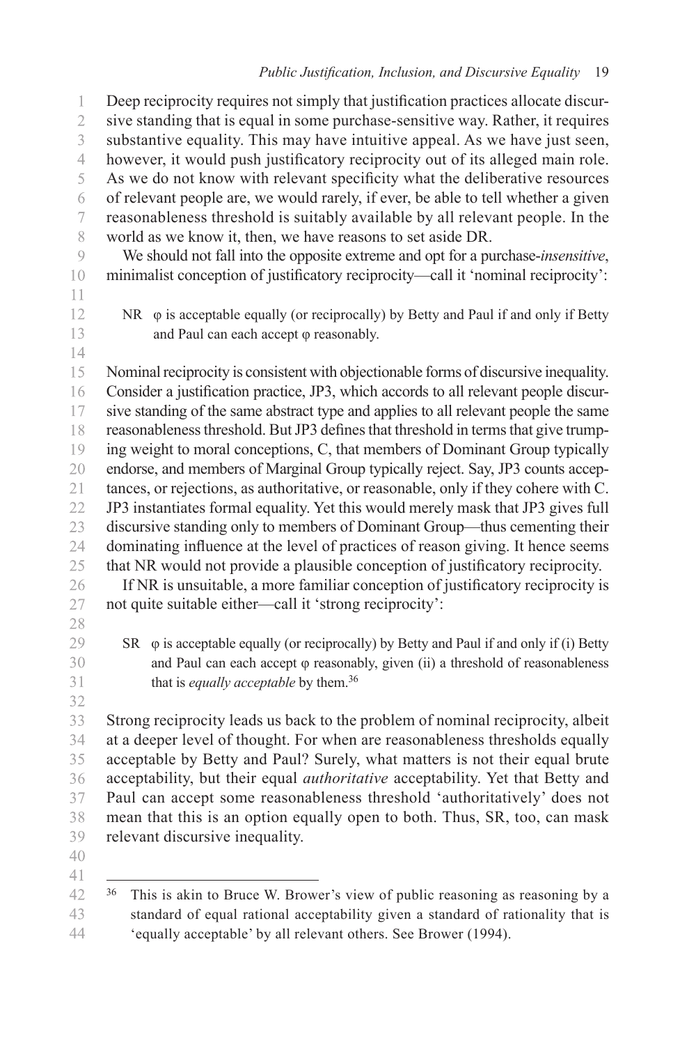Deep reciprocity requires not simply that justification practices allocate discursive standing that is equal in some purchase-sensitive way. Rather, it requires substantive equality. This may have intuitive appeal. As we have just seen, however, it would push justificatory reciprocity out of its alleged main role. As we do not know with relevant specificity what the deliberative resources of relevant people are, we would rarely, if ever, be able to tell whether a given reasonableness threshold is suitably available by all relevant people. In the world as we know it, then, we have reasons to set aside DR.

We should not fall into the opposite extreme and opt for a purchase-*insensitive*, minimalist conception of justificatory reciprocity—call it 'nominal reciprocity':

> NR φ is acceptable equally (or reciprocally) by Betty and Paul if and only if Betty and Paul can each accept φ reasonably.

Nominal reciprocity is consistent with objectionable forms of discursive inequality. Consider a justification practice, JP3, which accords to all relevant people discursive standing of the same abstract type and applies to all relevant people the same reasonableness threshold. But JP3 defines that threshold in terms that give trumping weight to moral conceptions, C, that members of Dominant Group typically endorse, and members of Marginal Group typically reject. Say, JP3 counts acceptances, or rejections, as authoritative, or reasonable, only if they cohere with C. JP3 instantiates formal equality. Yet this would merely mask that JP3 gives full discursive standing only to members of Dominant Group—thus cementing their dominating influence at the level of practices of reason giving. It hence seems that NR would not provide a plausible conception of justificatory reciprocity.

If NR is unsuitable, a more familiar conception of justificatory reciprocity is not quite suitable either—call it 'strong reciprocity':

> SR φ is acceptable equally (or reciprocally) by Betty and Paul if and only if (i) Betty and Paul can each accept φ reasonably, given (ii) a threshold of reasonableness that is *equally acceptable* by them.[36]

Strong reciprocity leads us back to the problem of nominal reciprocity, albeit at a deeper level of thought. For when are reasonableness thresholds equally acceptable by Betty and Paul? Surely, what matters is not their equal brute acceptability, but their equal *authoritative* acceptability. Yet that Betty and Paul can accept some reasonableness threshold 'authoritatively' does not mean that this is an option equally open to both. Thus, SR, too, can mask relevant discursive inequality.

---

[36] This is akin to Bruce W. Brower's view of public reasoning as reasoning by a standard of equal rational acceptability given a standard of rationality that is 'equally acceptable' by all relevant others. See Brower (1994).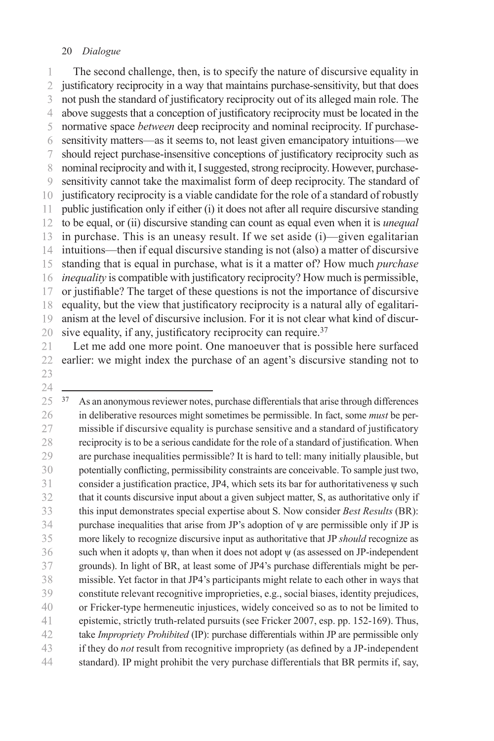The second challenge, then, is to specify the nature of discursive equality in justificatory reciprocity in a way that maintains purchase-sensitivity, but that does not push the standard of justificatory reciprocity out of its alleged main role. The above suggests that a conception of justificatory reciprocity must be located in the normative space *between* deep reciprocity and nominal reciprocity. If purchase-sensitivity matters—as it seems to, not least given emancipatory intuitions—we should reject purchase-insensitive conceptions of justificatory reciprocity such as nominal reciprocity and with it, I suggested, strong reciprocity. However, purchase-sensitivity cannot take the maximalist form of deep reciprocity. The standard of justificatory reciprocity is a viable candidate for the role of a standard of robustly public justification only if either (i) it does not after all require discursive standing to be equal, or (ii) discursive standing can count as equal even when it is *unequal* in purchase. This is an uneasy result. If we set aside (i)—given egalitarian intuitions—then if equal discursive standing is not (also) a matter of discursive standing that is equal in purchase, what is it a matter of? How much *purchase inequality* is compatible with justificatory reciprocity? How much is permissible, or justifiable? The target of these questions is not the importance of discursive equality, but the view that justificatory reciprocity is a natural ally of egalitarianism at the level of discursive inclusion. For it is not clear what kind of discursive equality, if any, justificatory reciprocity can require.[37]

Let me add one more point. One manoeuver that is possible here surfaced earlier: we might index the purchase of an agent's discursive standing not to

---

[37] As an anonymous reviewer notes, purchase differentials that arise through differences in deliberative resources might sometimes be permissible. In fact, some *must* be permissible if discursive equality is purchase sensitive and a standard of justificatory reciprocity is to be a serious candidate for the role of a standard of justification. When are purchase inequalities permissible? It is hard to tell: many initially plausible, but potentially conflicting, permissibility constraints are conceivable. To sample just two, consider a justification practice, JP4, which sets its bar for authoritativeness $\psi$ such that it counts discursive input about a given subject matter, S, as authoritative only if this input demonstrates special expertise about S. Now consider *Best Results* (BR): purchase inequalities that arise from JP's adoption of $\psi$ are permissible only if JP is more likely to recognize discursive input as authoritative that JP *should* recognize as such when it adopts $\psi$, than when it does not adopt $\psi$ (as assessed on JP-independent grounds). In light of BR, at least some of JP4's purchase differentials might be permissible. Yet factor in that JP4's participants might relate to each other in ways that constitute relevant recognitive improprieties, e.g., social biases, identity prejudices, or Fricker-type hermeneutic injustices, widely conceived so as to not be limited to epistemic, strictly truth-related pursuits (see Fricker 2007, esp. pp. 152-169). Thus, take *Impropriety Prohibited* (IP): purchase differentials within JP are permissible only if they do *not* result from recognitive impropriety (as defined by a JP-independent standard). IP might prohibit the very purchase differentials that BR permits if, say,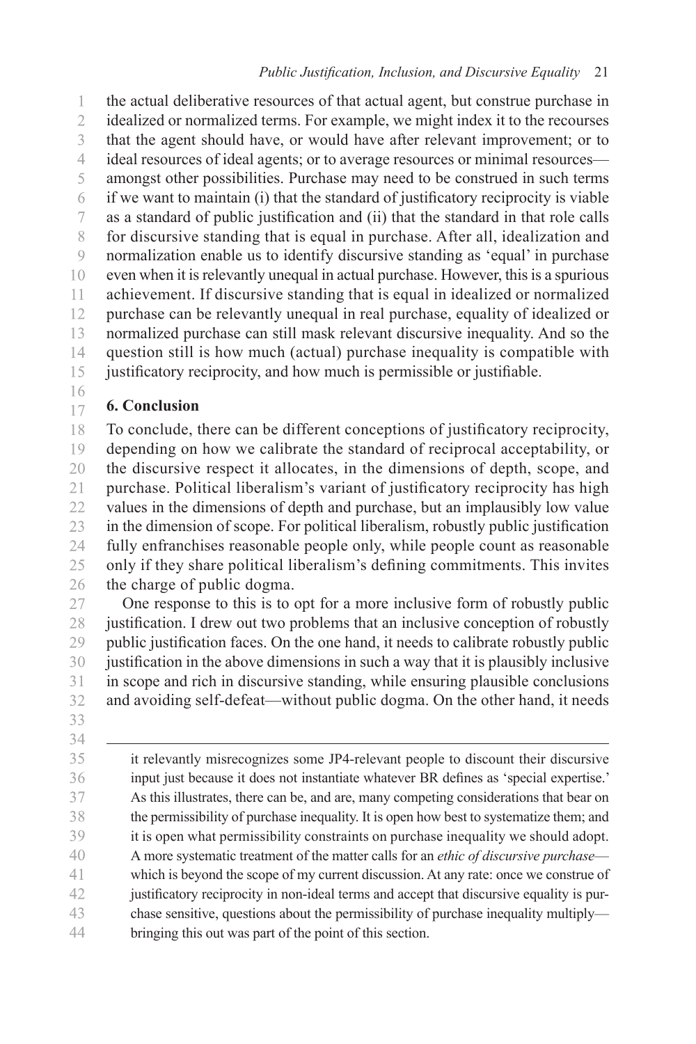the actual deliberative resources of that actual agent, but construe purchase in idealized or normalized terms. For example, we might index it to the recourses that the agent should have, or would have after relevant improvement; or to ideal resources of ideal agents; or to average resources or minimal resources—amongst other possibilities. Purchase may need to be construed in such terms if we want to maintain (i) that the standard of justificatory reciprocity is viable as a standard of public justification and (ii) that the standard in that role calls for discursive standing that is equal in purchase. After all, idealization and normalization enable us to identify discursive standing as 'equal' in purchase even when it is relevantly unequal in actual purchase. However, this is a spurious achievement. If discursive standing that is equal in idealized or normalized purchase can be relevantly unequal in real purchase, equality of idealized or normalized purchase can still mask relevant discursive inequality. And so the question still is how much (actual) purchase inequality is compatible with justificatory reciprocity, and how much is permissible or justifiable.

## 6. Conclusion

To conclude, there can be different conceptions of justificatory reciprocity, depending on how we calibrate the standard of reciprocal acceptability, or the discursive respect it allocates, in the dimensions of depth, scope, and purchase. Political liberalism's variant of justificatory reciprocity has high values in the dimensions of depth and purchase, but an implausibly low value in the dimension of scope. For political liberalism, robustly public justification fully enfranchises reasonable people only, while people count as reasonable only if they share political liberalism's defining commitments. This invites the charge of public dogma.

One response to this is to opt for a more inclusive form of robustly public justification. I drew out two problems that an inclusive conception of robustly public justification faces. On the one hand, it needs to calibrate robustly public justification in the above dimensions in such a way that it is plausibly inclusive in scope and rich in discursive standing, while ensuring plausible conclusions and avoiding self-defeat—without public dogma. On the other hand, it needs

---

it relevantly misrecognizes some JP4-relevant people to discount their discursive input just because it does not instantiate whatever BR defines as 'special expertise.' As this illustrates, there can be, and are, many competing considerations that bear on the permissibility of purchase inequality. It is open how best to systematize them; and it is open what permissibility constraints on purchase inequality we should adopt. A more systematic treatment of the matter calls for an *ethic of discursive purchase*—which is beyond the scope of my current discussion. At any rate: once we construe of justificatory reciprocity in non-ideal terms and accept that discursive equality is purchase sensitive, questions about the permissibility of purchase inequality multiply—bringing this out was part of the point of this section.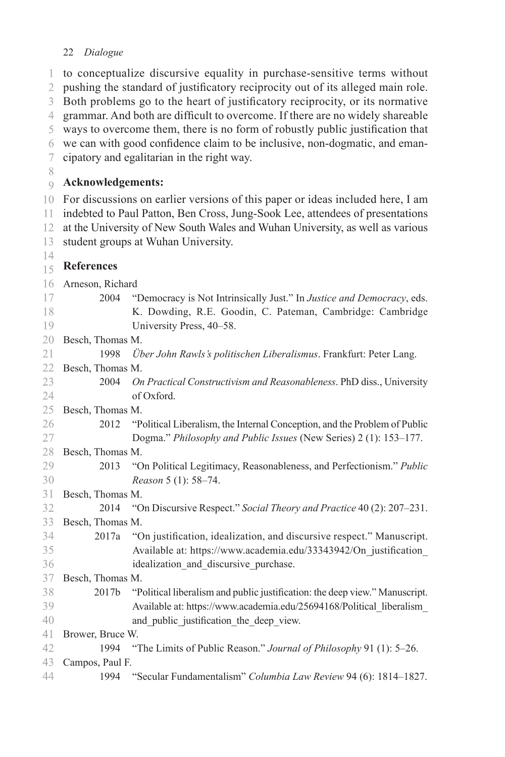to conceptualize discursive equality in purchase-sensitive terms without pushing the standard of justificatory reciprocity out of its alleged main role. Both problems go to the heart of justificatory reciprocity, or its normative grammar. And both are difficult to overcome. If there are no widely shareable ways to overcome them, there is no form of robustly public justification that we can with good confidence claim to be inclusive, non-dogmatic, and emancipatory and egalitarian in the right way.

## Acknowledgements:

For discussions on earlier versions of this paper or ideas included here, I am indebted to Paul Patton, Ben Cross, Jung-Sook Lee, attendees of presentations at the University of New South Wales and Wuhan University, as well as various student groups at Wuhan University.

## References

Arneson, Richard
2004 "Democracy is Not Intrinsically Just." In *Justice and Democracy*, eds. K. Dowding, R.E. Goodin, C. Pateman, Cambridge: Cambridge University Press, 40–58.

Besch, Thomas M.
1998 *Über John Rawls's politischen Liberalismus*. Frankfurt: Peter Lang.

Besch, Thomas M.
2004 *On Practical Constructivism and Reasonableness*. PhD diss., University of Oxford.

Besch, Thomas M.
2012 "Political Liberalism, the Internal Conception, and the Problem of Public Dogma." *Philosophy and Public Issues* (New Series) 2 (1): 153–177.

Besch, Thomas M.
2013 "On Political Legitimacy, Reasonableness, and Perfectionism." *Public Reason* 5 (1): 58–74.

Besch, Thomas M.
2014 "On Discursive Respect." *Social Theory and Practice* 40 (2): 207–231.

Besch, Thomas M.
2017a "On justification, idealization, and discursive respect." Manuscript. Available at: https://www.academia.edu/33343942/On_justification_idealization_and_discursive_purchase.

Besch, Thomas M.
2017b "Political liberalism and public justification: the deep view." Manuscript. Available at: https://www.academia.edu/25694168/Political_liberalism_and_public_justification_the_deep_view.

Brower, Bruce W.
1994 "The Limits of Public Reason." *Journal of Philosophy* 91 (1): 5–26.

Campos, Paul F.
1994 "Secular Fundamentalism" *Columbia Law Review* 94 (6): 1814–1827.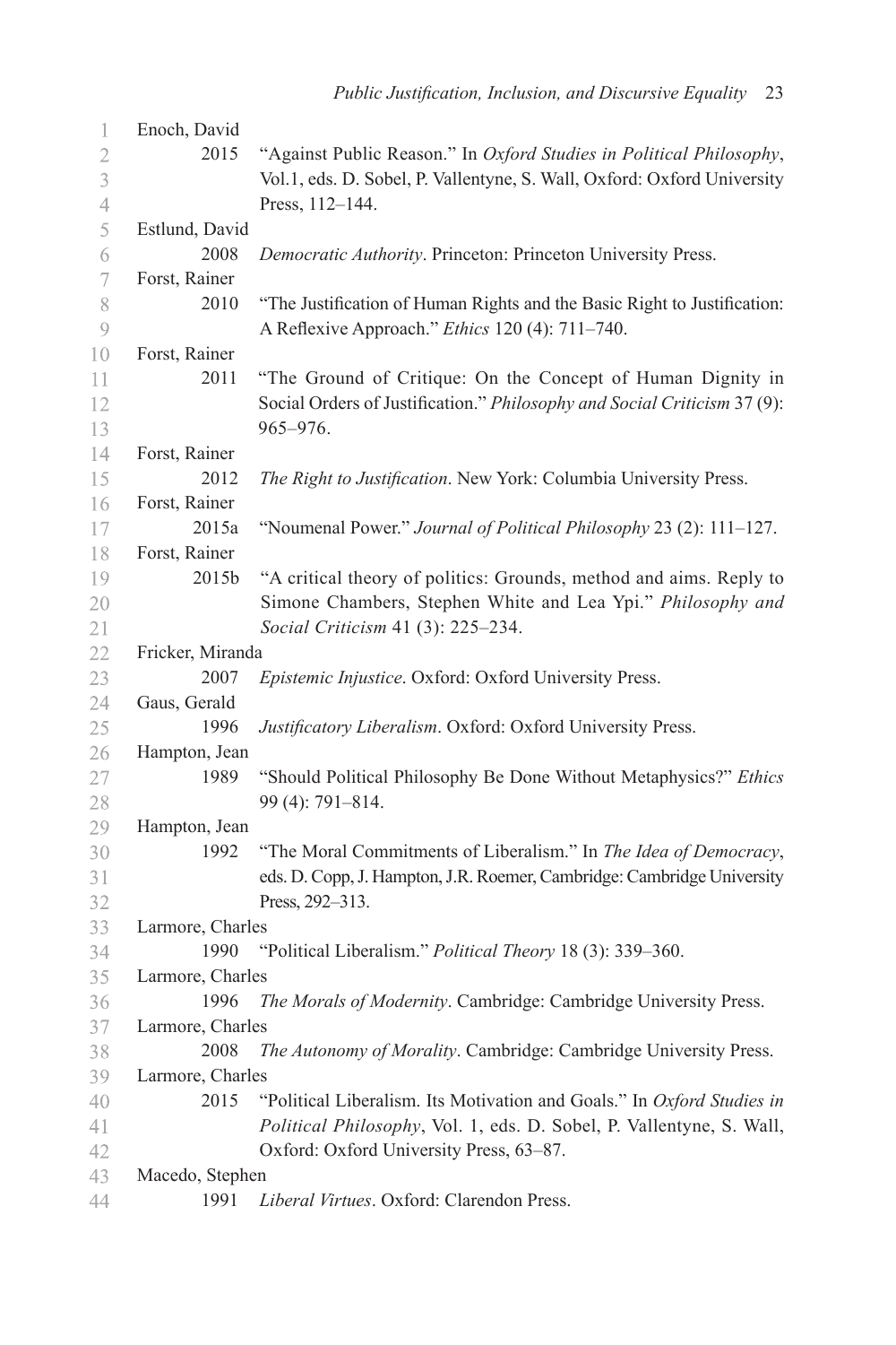Enoch, David

2015 "Against Public Reason." In *Oxford Studies in Political Philosophy*, Vol.1, eds. D. Sobel, P. Vallentyne, S. Wall, Oxford: Oxford University Press, 112–144.

Estlund, David

2008 *Democratic Authority*. Princeton: Princeton University Press.

Forst, Rainer

2010 "The Justification of Human Rights and the Basic Right to Justification: A Reflexive Approach." *Ethics* 120 (4): 711–740.

Forst, Rainer

2011 "The Ground of Critique: On the Concept of Human Dignity in Social Orders of Justification." *Philosophy and Social Criticism* 37 (9): 965–976.

Forst, Rainer

2012 *The Right to Justification*. New York: Columbia University Press.

Forst, Rainer

2015a "Noumenal Power." *Journal of Political Philosophy* 23 (2): 111–127.

Forst, Rainer

2015b "A critical theory of politics: Grounds, method and aims. Reply to Simone Chambers, Stephen White and Lea Ypi." *Philosophy and Social Criticism* 41 (3): 225–234.

Fricker, Miranda

2007 *Epistemic Injustice*. Oxford: Oxford University Press.

Gaus, Gerald

1996 *Justificatory Liberalism*. Oxford: Oxford University Press.

Hampton, Jean

1989 "Should Political Philosophy Be Done Without Metaphysics?" *Ethics* 99 (4): 791–814.

Hampton, Jean

1992 "The Moral Commitments of Liberalism." In *The Idea of Democracy*, eds. D. Copp, J. Hampton, J.R. Roemer, Cambridge: Cambridge University Press, 292–313.

Larmore, Charles

1990 "Political Liberalism." *Political Theory* 18 (3): 339–360.

Larmore, Charles

1996 *The Morals of Modernity*. Cambridge: Cambridge University Press.

Larmore, Charles

2008 *The Autonomy of Morality*. Cambridge: Cambridge University Press.

Larmore, Charles

2015 "Political Liberalism. Its Motivation and Goals." In *Oxford Studies in Political Philosophy*, Vol. 1, eds. D. Sobel, P. Vallentyne, S. Wall, Oxford: Oxford University Press, 63–87.

Macedo, Stephen

1991 *Liberal Virtues*. Oxford: Clarendon Press.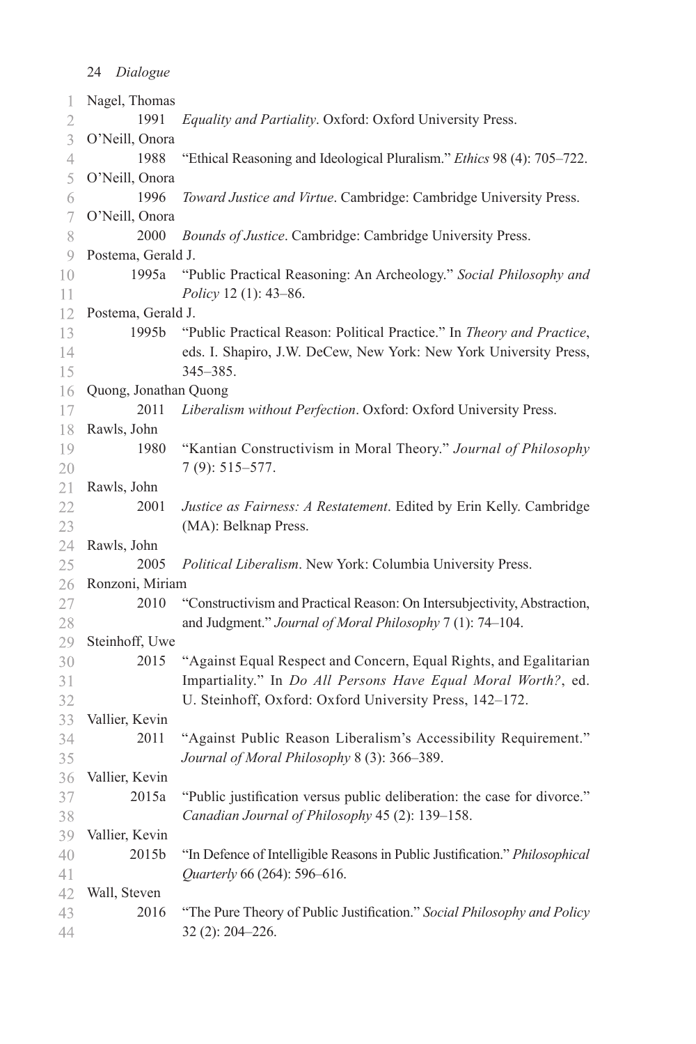Nagel, Thomas
1991 *Equality and Partiality*. Oxford: Oxford University Press.

O'Neill, Onora
1988 "Ethical Reasoning and Ideological Pluralism." *Ethics* 98 (4): 705–722.

O'Neill, Onora
1996 *Toward Justice and Virtue*. Cambridge: Cambridge University Press.

O'Neill, Onora
2000 *Bounds of Justice*. Cambridge: Cambridge University Press.

Postema, Gerald J.
1995a "Public Practical Reasoning: An Archeology." *Social Philosophy and Policy* 12 (1): 43–86.

Postema, Gerald J.
1995b "Public Practical Reason: Political Practice." In *Theory and Practice*, eds. I. Shapiro, J.W. DeCew, New York: New York University Press, 345–385.

Quong, Jonathan Quong
2011 *Liberalism without Perfection*. Oxford: Oxford University Press.

Rawls, John
1980 "Kantian Constructivism in Moral Theory." *Journal of Philosophy* 7 (9): 515–577.

Rawls, John
2001 *Justice as Fairness: A Restatement*. Edited by Erin Kelly. Cambridge (MA): Belknap Press.

Rawls, John
2005 *Political Liberalism*. New York: Columbia University Press.

Ronzoni, Miriam
2010 "Constructivism and Practical Reason: On Intersubjectivity, Abstraction, and Judgment." *Journal of Moral Philosophy* 7 (1): 74–104.

Steinhoff, Uwe
2015 "Against Equal Respect and Concern, Equal Rights, and Egalitarian Impartiality." In *Do All Persons Have Equal Moral Worth?*, ed. U. Steinhoff, Oxford: Oxford University Press, 142–172.

Vallier, Kevin
2011 "Against Public Reason Liberalism's Accessibility Requirement." *Journal of Moral Philosophy* 8 (3): 366–389.

Vallier, Kevin
2015a "Public justification versus public deliberation: the case for divorce." *Canadian Journal of Philosophy* 45 (2): 139–158.

Vallier, Kevin
2015b "In Defence of Intelligible Reasons in Public Justification." *Philosophical Quarterly* 66 (264): 596–616.

Wall, Steven
2016 "The Pure Theory of Public Justification." *Social Philosophy and Policy* 32 (2): 204–226.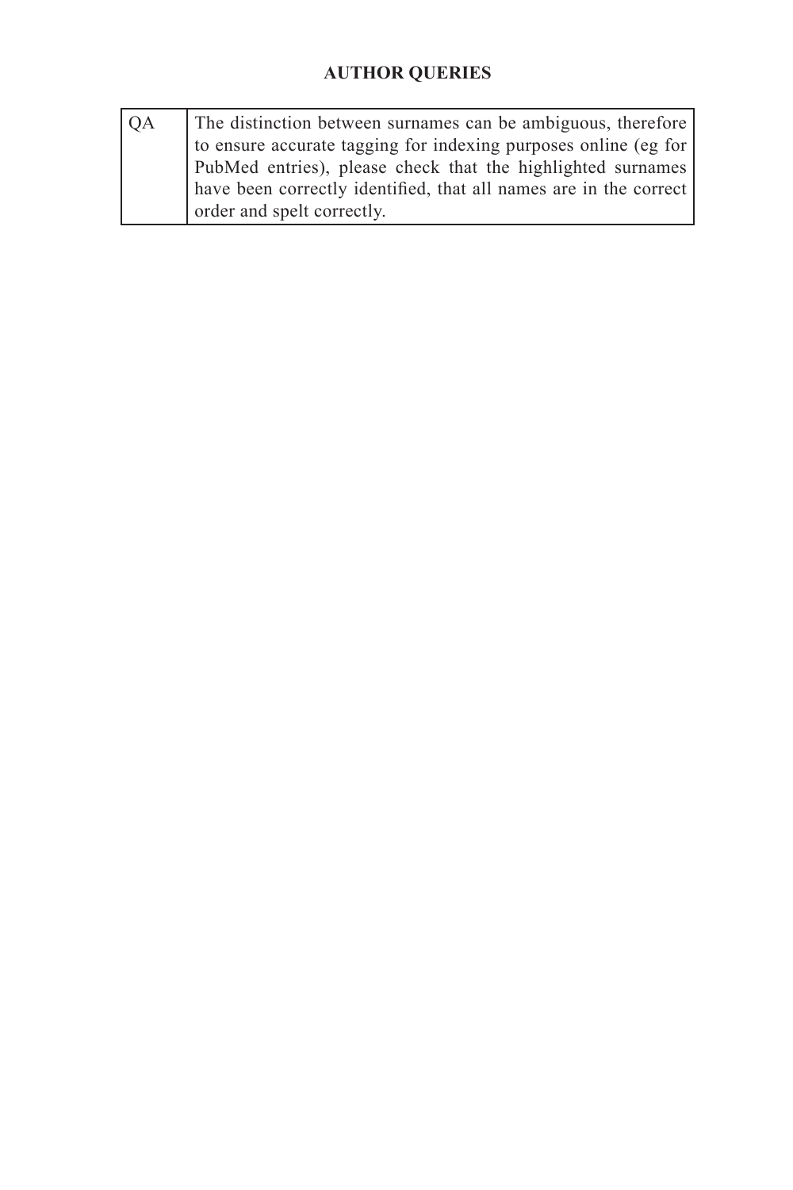**AUTHOR QUERIES**

| | |
|---|---|
| QA | The distinction between surnames can be ambiguous, therefore to ensure accurate tagging for indexing purposes online (eg for PubMed entries), please check that the highlighted surnames have been correctly identified, that all names are in the correct order and spelt correctly. |